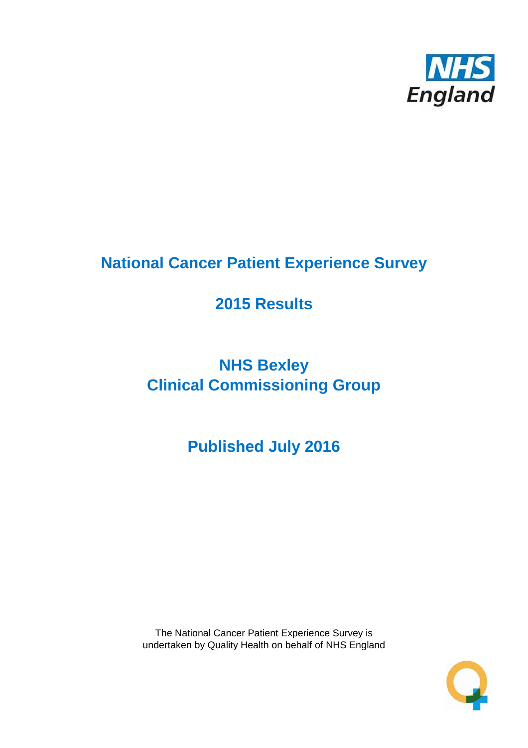# National Cancer Patient Experience Survey

## 2015 Results

## NHS Bexley
## Clinical Commissioning Group

## Published July 2016

The National Cancer Patient Experience Survey is undertaken by Quality Health on behalf of NHS England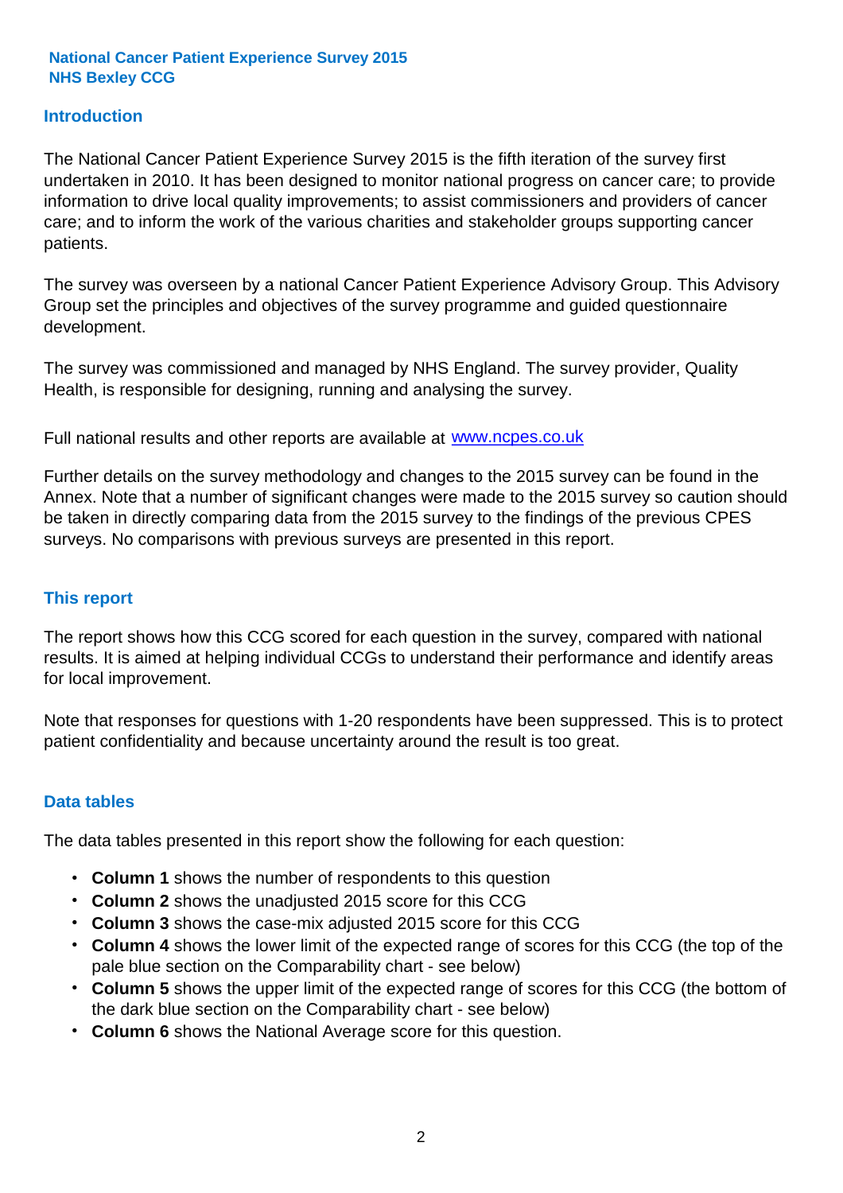**National Cancer Patient Experience Survey 2015**
**NHS Bexley CCG**

## Introduction

The National Cancer Patient Experience Survey 2015 is the fifth iteration of the survey first undertaken in 2010. It has been designed to monitor national progress on cancer care; to provide information to drive local quality improvements; to assist commissioners and providers of cancer care; and to inform the work of the various charities and stakeholder groups supporting cancer patients.

The survey was overseen by a national Cancer Patient Experience Advisory Group. This Advisory Group set the principles and objectives of the survey programme and guided questionnaire development.

The survey was commissioned and managed by NHS England. The survey provider, Quality Health, is responsible for designing, running and analysing the survey.

Full national results and other reports are available at [www.ncpes.co.uk](http://www.ncpes.co.uk)

Further details on the survey methodology and changes to the 2015 survey can be found in the Annex. Note that a number of significant changes were made to the 2015 survey so caution should be taken in directly comparing data from the 2015 survey to the findings of the previous CPES surveys. No comparisons with previous surveys are presented in this report.

## This report

The report shows how this CCG scored for each question in the survey, compared with national results. It is aimed at helping individual CCGs to understand their performance and identify areas for local improvement.

Note that responses for questions with 1-20 respondents have been suppressed. This is to protect patient confidentiality and because uncertainty around the result is too great.

## Data tables

The data tables presented in this report show the following for each question:

- **Column 1** shows the number of respondents to this question
- **Column 2** shows the unadjusted 2015 score for this CCG
- **Column 3** shows the case-mix adjusted 2015 score for this CCG
- **Column 4** shows the lower limit of the expected range of scores for this CCG (the top of the pale blue section on the Comparability chart - see below)
- **Column 5** shows the upper limit of the expected range of scores for this CCG (the bottom of the dark blue section on the Comparability chart - see below)
- **Column 6** shows the National Average score for this question.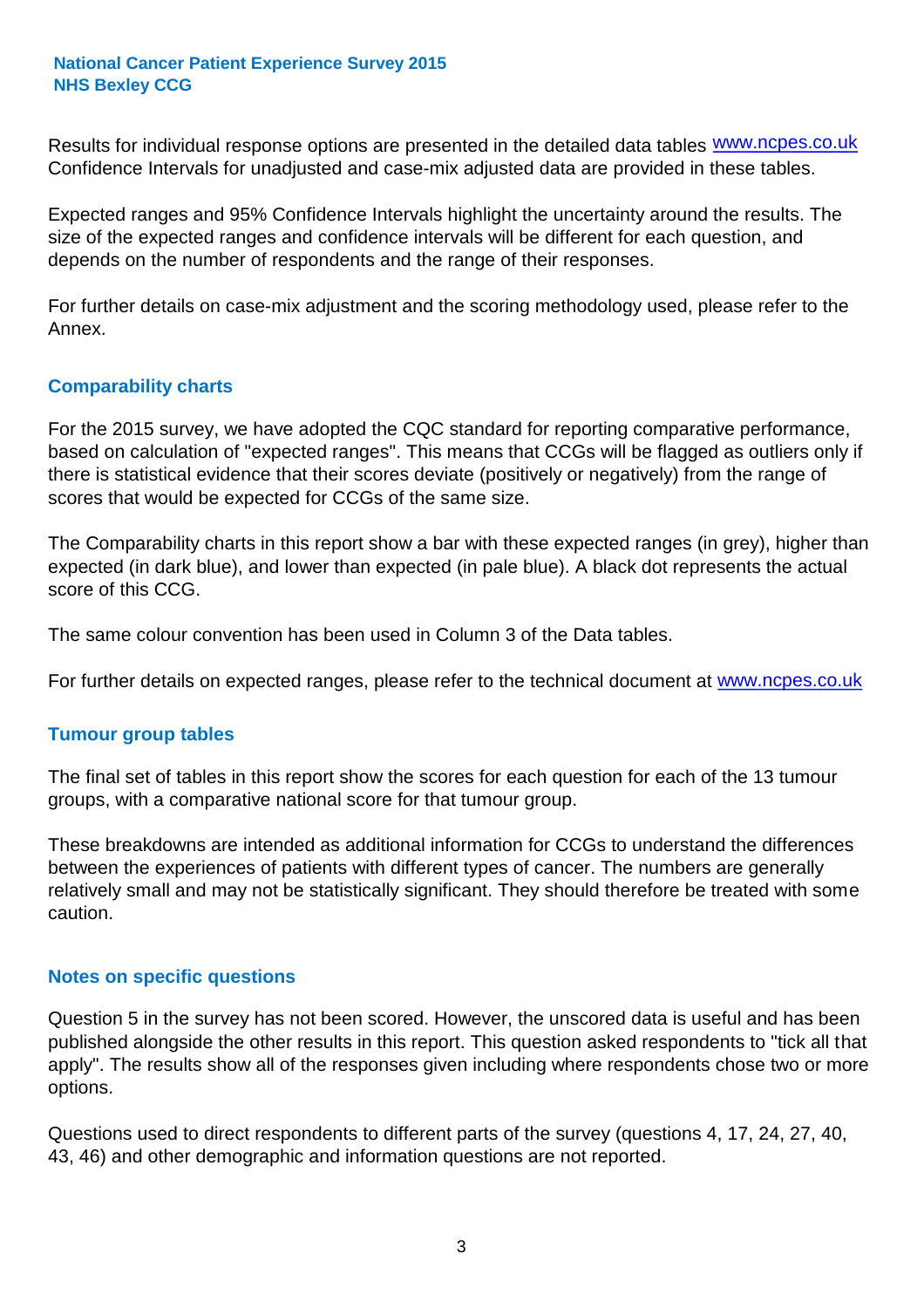Results for individual response options are presented in the detailed data tables www.ncpes.co.uk Confidence Intervals for unadjusted and case-mix adjusted data are provided in these tables.

Expected ranges and 95% Confidence Intervals highlight the uncertainty around the results. The size of the expected ranges and confidence intervals will be different for each question, and depends on the number of respondents and the range of their responses.

For further details on case-mix adjustment and the scoring methodology used, please refer to the Annex.

## Comparability charts

For the 2015 survey, we have adopted the CQC standard for reporting comparative performance, based on calculation of "expected ranges". This means that CCGs will be flagged as outliers only if there is statistical evidence that their scores deviate (positively or negatively) from the range of scores that would be expected for CCGs of the same size.

The Comparability charts in this report show a bar with these expected ranges (in grey), higher than expected (in dark blue), and lower than expected (in pale blue). A black dot represents the actual score of this CCG.

The same colour convention has been used in Column 3 of the Data tables.

For further details on expected ranges, please refer to the technical document at www.ncpes.co.uk

## Tumour group tables

The final set of tables in this report show the scores for each question for each of the 13 tumour groups, with a comparative national score for that tumour group.

These breakdowns are intended as additional information for CCGs to understand the differences between the experiences of patients with different types of cancer. The numbers are generally relatively small and may not be statistically significant. They should therefore be treated with some caution.

## Notes on specific questions

Question 5 in the survey has not been scored. However, the unscored data is useful and has been published alongside the other results in this report. This question asked respondents to "tick all that apply". The results show all of the responses given including where respondents chose two or more options.

Questions used to direct respondents to different parts of the survey (questions 4, 17, 24, 27, 40, 43, 46) and other demographic and information questions are not reported.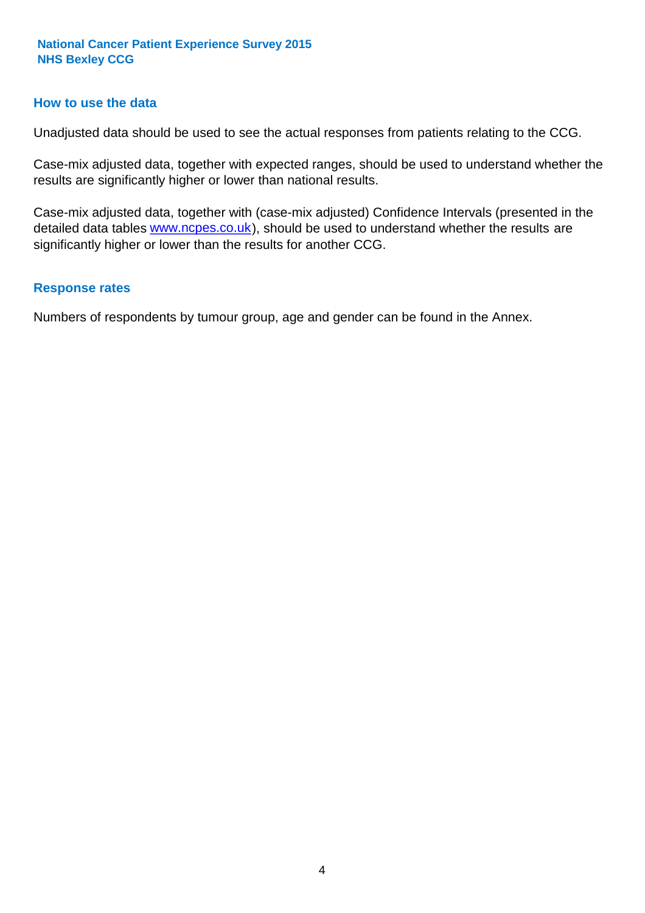## How to use the data

Unadjusted data should be used to see the actual responses from patients relating to the CCG.

Case-mix adjusted data, together with expected ranges, should be used to understand whether the results are significantly higher or lower than national results.

Case-mix adjusted data, together with (case-mix adjusted) Confidence Intervals (presented in the detailed data tables www.ncpes.co.uk), should be used to understand whether the results are significantly higher or lower than the results for another CCG.

## Response rates

Numbers of respondents by tumour group, age and gender can be found in the Annex.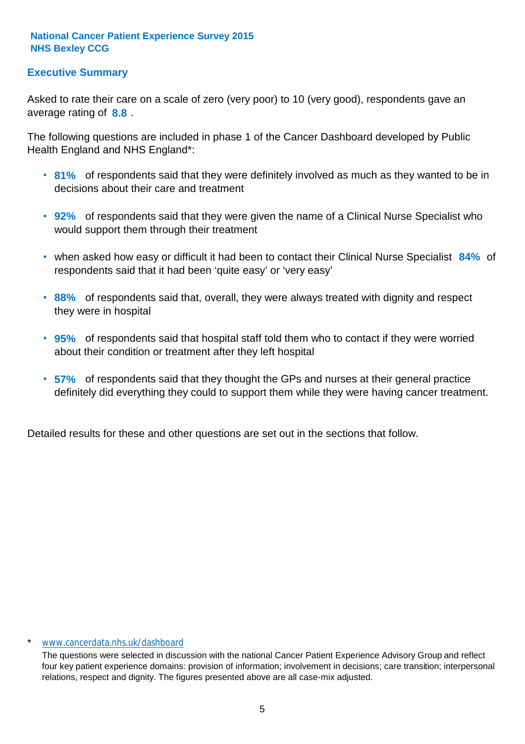**National Cancer Patient Experience Survey 2015**
**NHS Bexley CCG**

## Executive Summary

Asked to rate their care on a scale of zero (very poor) to 10 (very good), respondents gave an average rating of **8.8** .

The following questions are included in phase 1 of the Cancer Dashboard developed by Public Health England and NHS England*:

- **81%** of respondents said that they were definitely involved as much as they wanted to be in decisions about their care and treatment
- **92%** of respondents said that they were given the name of a Clinical Nurse Specialist who would support them through their treatment
- when asked how easy or difficult it had been to contact their Clinical Nurse Specialist **84%** of respondents said that it had been 'quite easy' or 'very easy'
- **88%** of respondents said that, overall, they were always treated with dignity and respect they were in hospital
- **95%** of respondents said that hospital staff told them who to contact if they were worried about their condition or treatment after they left hospital
- **57%** of respondents said that they thought the GPs and nurses at their general practice definitely did everything they could to support them while they were having cancer treatment.

Detailed results for these and other questions are set out in the sections that follow.

\* www.cancerdata.nhs.uk/dashboard

The questions were selected in discussion with the national Cancer Patient Experience Advisory Group and reflect four key patient experience domains: provision of information; involvement in decisions; care transition; interpersonal relations, respect and dignity. The figures presented above are all case-mix adjusted.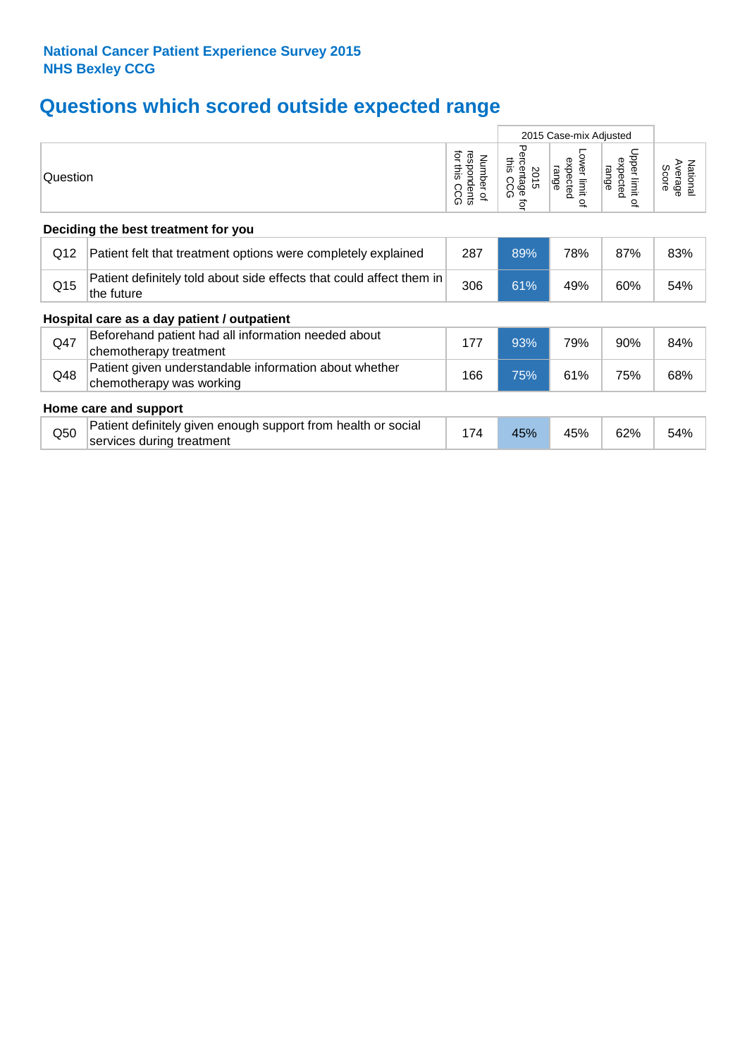**National Cancer Patient Experience Survey 2015**
**NHS Bexley CCG**

# Questions which scored outside expected range

| | Question | Number of respondents for this CCG | 2015 Case-mix Adjusted: 2015 Percentage for this CCG | 2015 Case-mix Adjusted: Lower limit of expected range | 2015 Case-mix Adjusted: Upper limit of expected range | National Average Score |
|---|---|---|---|---|---|---|
| **Deciding the best treatment for you** | | | | | | |
| Q12 | Patient felt that treatment options were completely explained | 287 | 89% | 78% | 87% | 83% |
| Q15 | Patient definitely told about side effects that could affect them in the future | 306 | 61% | 49% | 60% | 54% |
| **Hospital care as a day patient / outpatient** | | | | | | |
| Q47 | Beforehand patient had all information needed about chemotherapy treatment | 177 | 93% | 79% | 90% | 84% |
| Q48 | Patient given understandable information about whether chemotherapy was working | 166 | 75% | 61% | 75% | 68% |
| **Home care and support** | | | | | | |
| Q50 | Patient definitely given enough support from health or social services during treatment | 174 | 45% | 45% | 62% | 54% |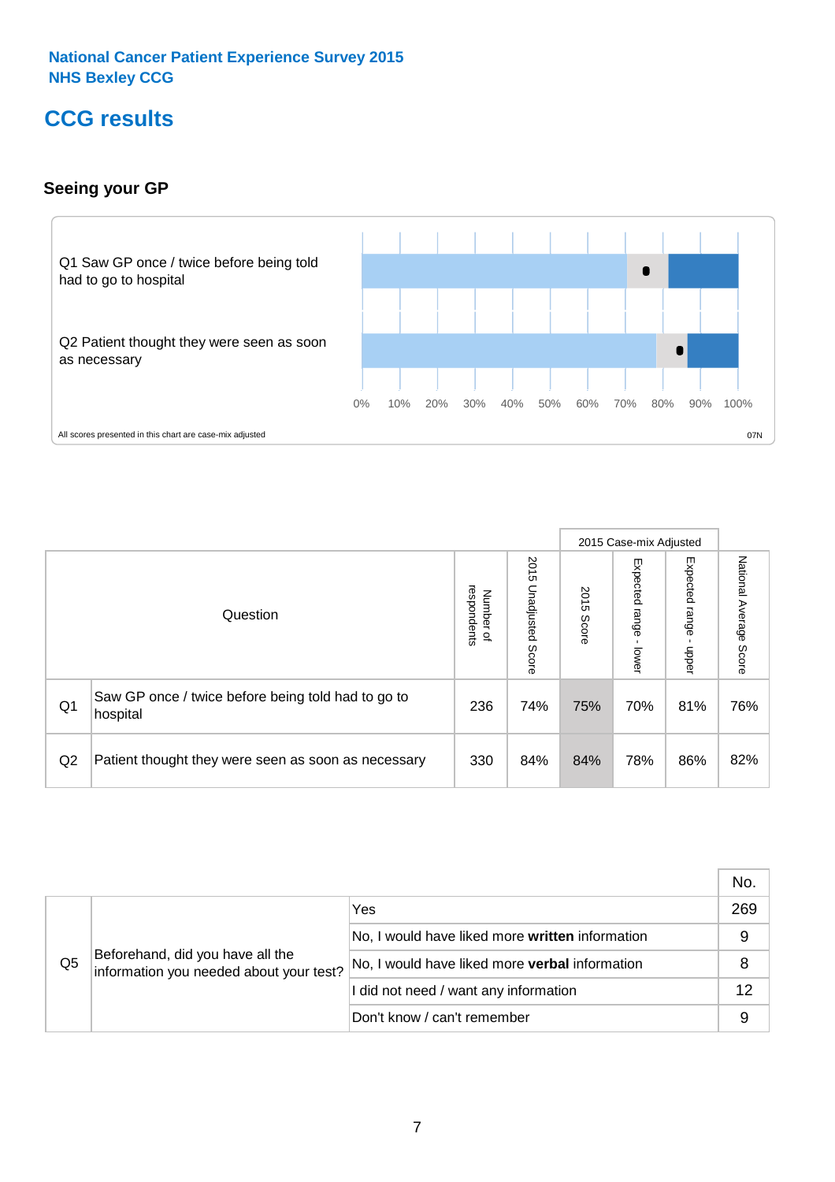National Cancer Patient Experience Survey 2015
NHS Bexley CCG

# CCG results

## Seeing your GP

Q1 Saw GP once / twice before being told had to go to hospital

Q2 Patient thought they were seen as soon as necessary

0% 10% 20% 30% 40% 50% 60% 70% 80% 90% 100%

All scores presented in this chart are case-mix adjusted

07N

| | Question | Number of respondents | 2015 Unadjusted Score | 2015 Case-mix Adjusted: 2015 Score | 2015 Case-mix Adjusted: Expected range - lower | 2015 Case-mix Adjusted: Expected range - upper | National Average Score |
|---|---|---|---|---|---|---|---|
| Q1 | Saw GP once / twice before being told had to go to hospital | 236 | 74% | 75% | 70% | 81% | 76% |
| Q2 | Patient thought they were seen as soon as necessary | 330 | 84% | 84% | 78% | 86% | 82% |

| | | | No. |
|---|---|---|---|
| Q5 | Beforehand, did you have all the information you needed about your test? | Yes | 269 |
| | | No, I would have liked more **written** information | 9 |
| | | No, I would have liked more **verbal** information | 8 |
| | | I did not need / want any information | 12 |
| | | Don't know / can't remember | 9 |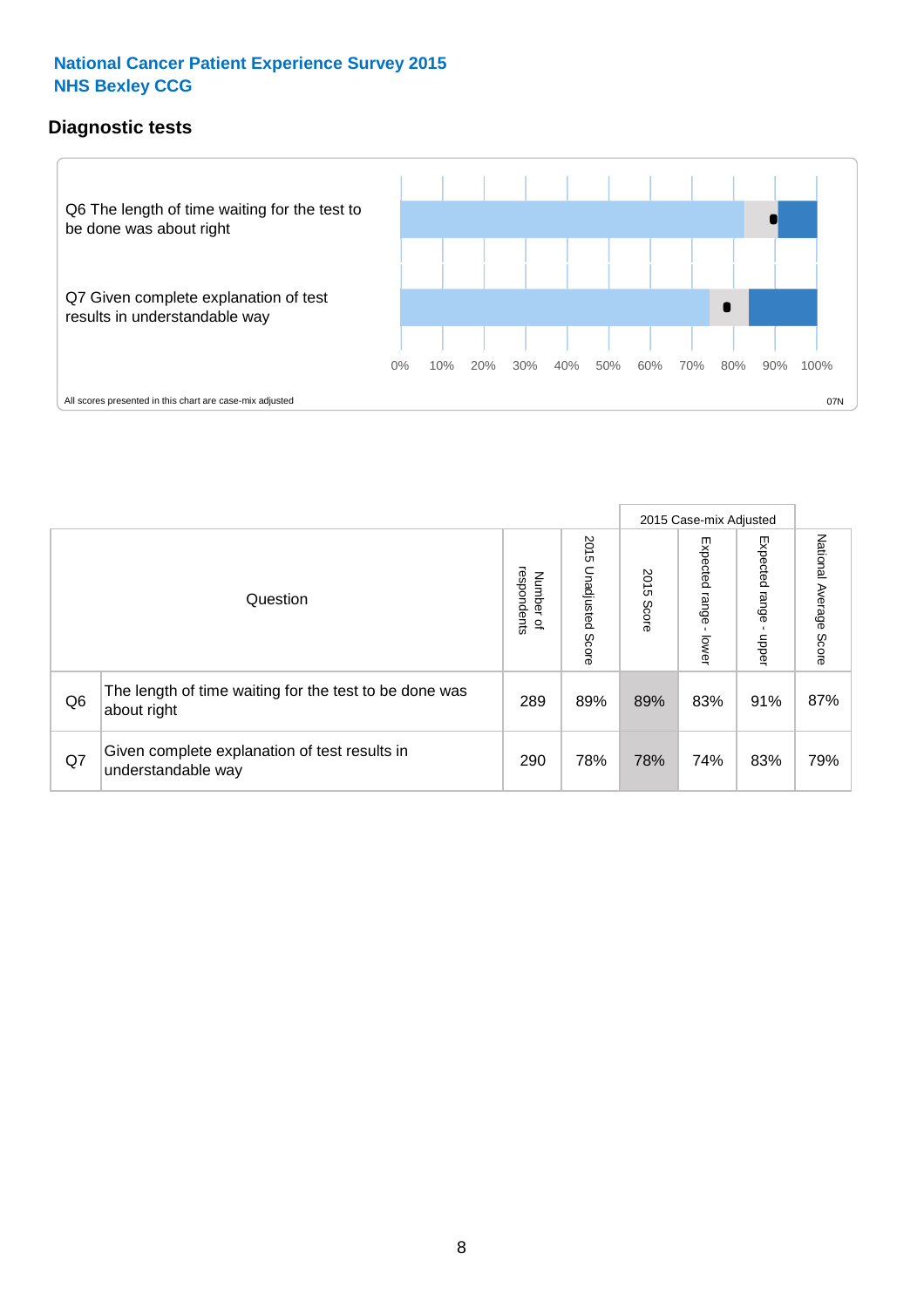National Cancer Patient Experience Survey 2015
NHS Bexley CCG

## Diagnostic tests

Q6 The length of time waiting for the test to be done was about right

Q7 Given complete explanation of test results in understandable way

0% 10% 20% 30% 40% 50% 60% 70% 80% 90% 100%

All scores presented in this chart are case-mix adjusted

07N

| | Question | Number of respondents | 2015 Unadjusted Score | 2015 Case-mix Adjusted 2015 Score | 2015 Case-mix Adjusted Expected range - lower | 2015 Case-mix Adjusted Expected range - upper | National Average Score |
|---|---|---|---|---|---|---|---|
| Q6 | The length of time waiting for the test to be done was about right | 289 | 89% | 89% | 83% | 91% | 87% |
| Q7 | Given complete explanation of test results in understandable way | 290 | 78% | 78% | 74% | 83% | 79% |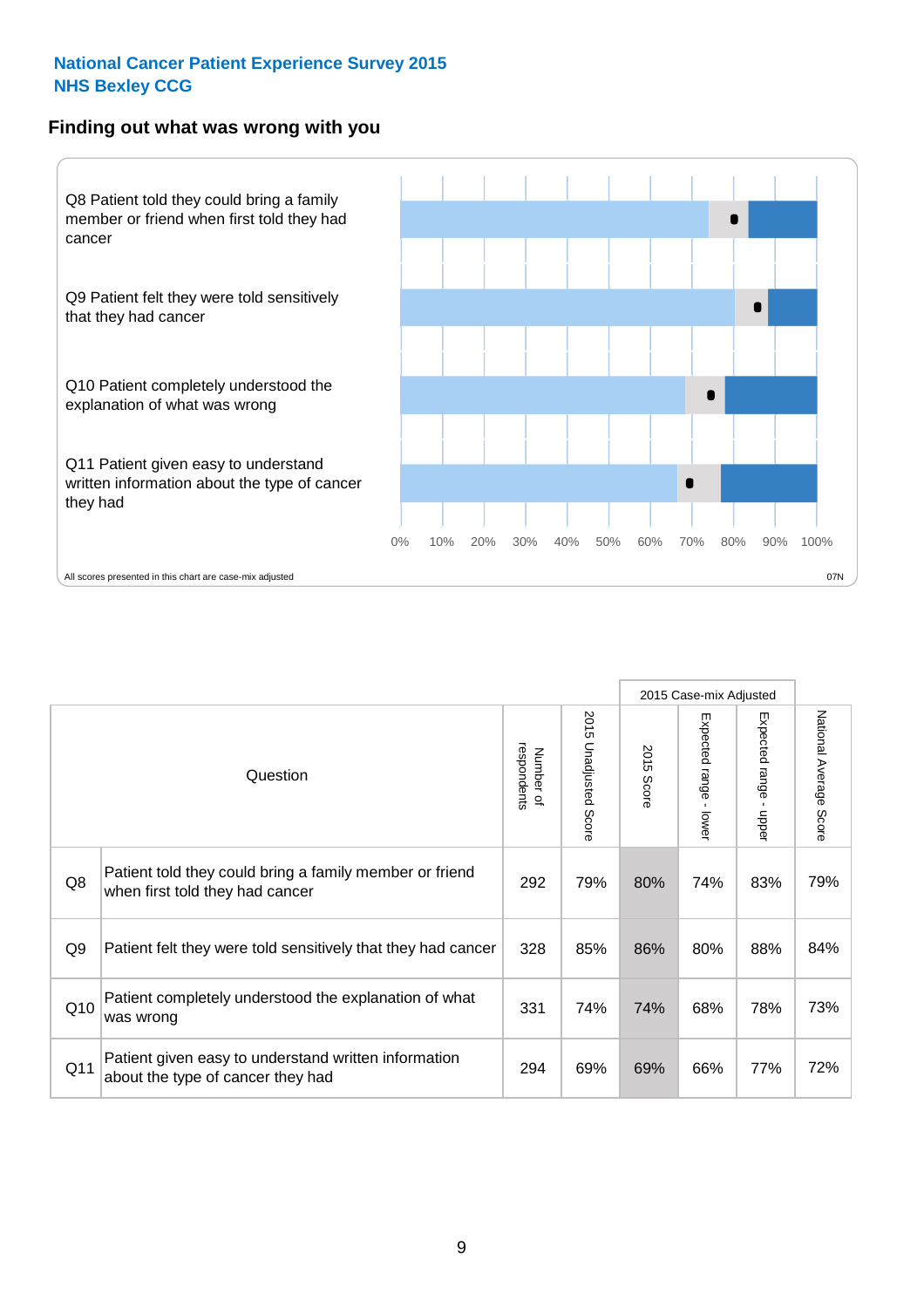National Cancer Patient Experience Survey 2015
NHS Bexley CCG

## Finding out what was wrong with you

Q8 Patient told they could bring a family member or friend when first told they had cancer

Q9 Patient felt they were told sensitively that they had cancer

Q10 Patient completely understood the explanation of what was wrong

Q11 Patient given easy to understand written information about the type of cancer they had

0% 10% 20% 30% 40% 50% 60% 70% 80% 90% 100%

All scores presented in this chart are case-mix adjusted

07N

| | Question | Number of respondents | 2015 Unadjusted Score | 2015 Case-mix Adjusted | | | National Average Score |
|---|---|---|---|---|---|---|---|
| | | | | 2015 Score | Expected range - lower | Expected range - upper | |
| Q8 | Patient told they could bring a family member or friend when first told they had cancer | 292 | 79% | 80% | 74% | 83% | 79% |
| Q9 | Patient felt they were told sensitively that they had cancer | 328 | 85% | 86% | 80% | 88% | 84% |
| Q10 | Patient completely understood the explanation of what was wrong | 331 | 74% | 74% | 68% | 78% | 73% |
| Q11 | Patient given easy to understand written information about the type of cancer they had | 294 | 69% | 69% | 66% | 77% | 72% |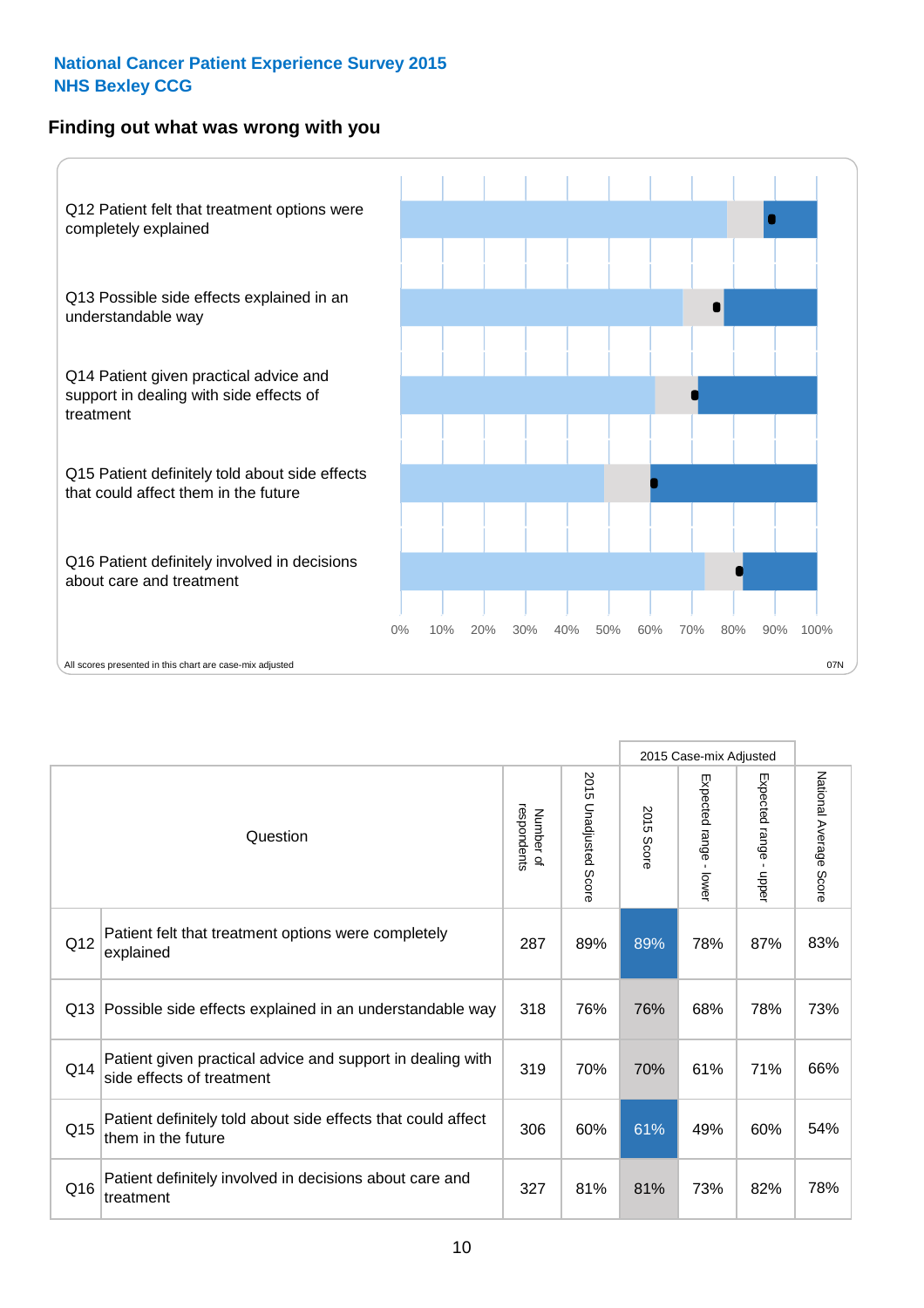**National Cancer Patient Experience Survey 2015**
**NHS Bexley CCG**

## Finding out what was wrong with you

Q12 Patient felt that treatment options were completely explained

Q13 Possible side effects explained in an understandable way

Q14 Patient given practical advice and support in dealing with side effects of treatment

Q15 Patient definitely told about side effects that could affect them in the future

Q16 Patient definitely involved in decisions about care and treatment

0% 10% 20% 30% 40% 50% 60% 70% 80% 90% 100%

All scores presented in this chart are case-mix adjusted

07N

| | Question | Number of respondents | 2015 Unadjusted Score | 2015 Case-mix Adjusted | | | National Average Score |
|---|---|---|---|---|---|---|---|
| | | | | 2015 Score | Expected range - lower | Expected range - upper | |
| Q12 | Patient felt that treatment options were completely explained | 287 | 89% | 89% | 78% | 87% | 83% |
| Q13 | Possible side effects explained in an understandable way | 318 | 76% | 76% | 68% | 78% | 73% |
| Q14 | Patient given practical advice and support in dealing with side effects of treatment | 319 | 70% | 70% | 61% | 71% | 66% |
| Q15 | Patient definitely told about side effects that could affect them in the future | 306 | 60% | 61% | 49% | 60% | 54% |
| Q16 | Patient definitely involved in decisions about care and treatment | 327 | 81% | 81% | 73% | 82% | 78% |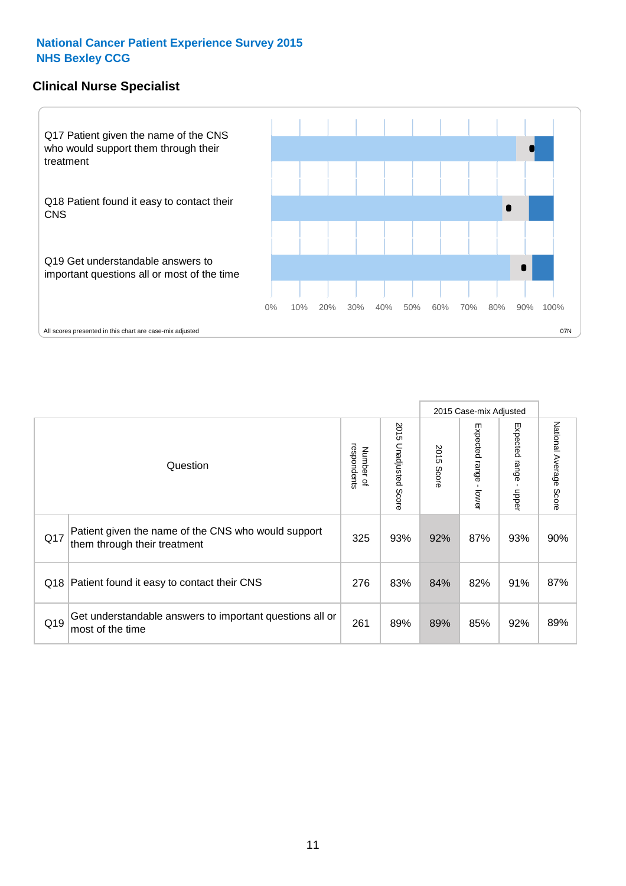National Cancer Patient Experience Survey 2015
NHS Bexley CCG

## Clinical Nurse Specialist

Q17 Patient given the name of the CNS who would support them through their treatment

Q18 Patient found it easy to contact their CNS

Q19 Get understandable answers to important questions all or most of the time

0% 10% 20% 30% 40% 50% 60% 70% 80% 90% 100%

All scores presented in this chart are case-mix adjusted

07N

| | Question | Number of respondents | 2015 Unadjusted Score | 2015 Case-mix Adjusted | | | National Average Score |
|---|---|---|---|---|---|---|---|
| | | | | 2015 Score | Expected range - lower | Expected range - upper | |
| Q17 | Patient given the name of the CNS who would support them through their treatment | 325 | 93% | 92% | 87% | 93% | 90% |
| Q18 | Patient found it easy to contact their CNS | 276 | 83% | 84% | 82% | 91% | 87% |
| Q19 | Get understandable answers to important questions all or most of the time | 261 | 89% | 89% | 85% | 92% | 89% |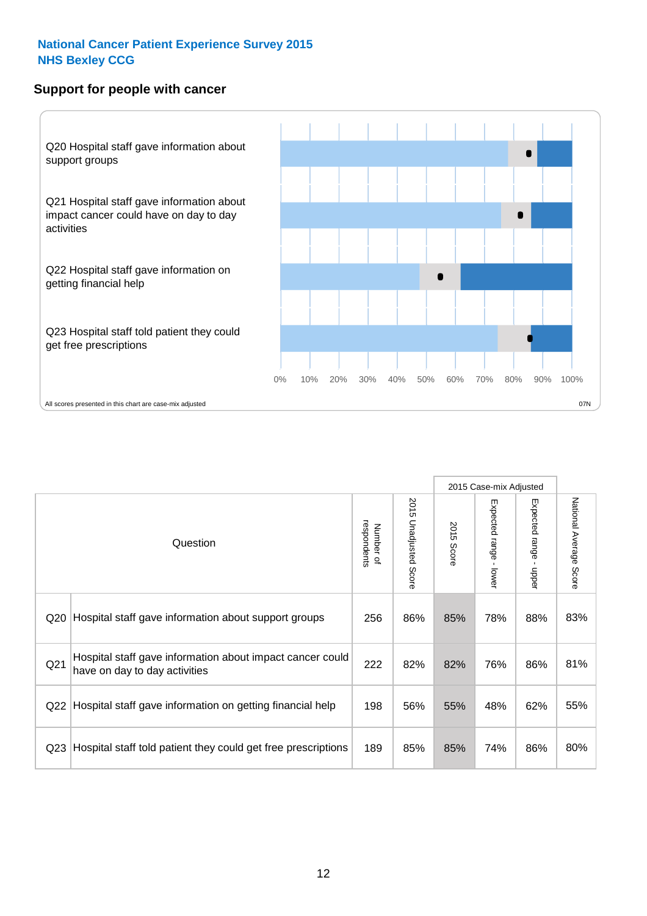**National Cancer Patient Experience Survey 2015**
**NHS Bexley CCG**

## Support for people with cancer

Q20 Hospital staff gave information about support groups

Q21 Hospital staff gave information about impact cancer could have on day to day activities

Q22 Hospital staff gave information on getting financial help

Q23 Hospital staff told patient they could get free prescriptions

0% 10% 20% 30% 40% 50% 60% 70% 80% 90% 100%

All scores presented in this chart are case-mix adjusted

07N

| Question | | Number of respondents | 2015 Unadjusted Score | 2015 Case-mix Adjusted | | | National Average Score |
|---|---|---|---|---|---|---|---|
| | | | | 2015 Score | Expected range - lower | Expected range - upper | |
| Q20 | Hospital staff gave information about support groups | 256 | 86% | 85% | 78% | 88% | 83% |
| Q21 | Hospital staff gave information about impact cancer could have on day to day activities | 222 | 82% | 82% | 76% | 86% | 81% |
| Q22 | Hospital staff gave information on getting financial help | 198 | 56% | 55% | 48% | 62% | 55% |
| Q23 | Hospital staff told patient they could get free prescriptions | 189 | 85% | 85% | 74% | 86% | 80% |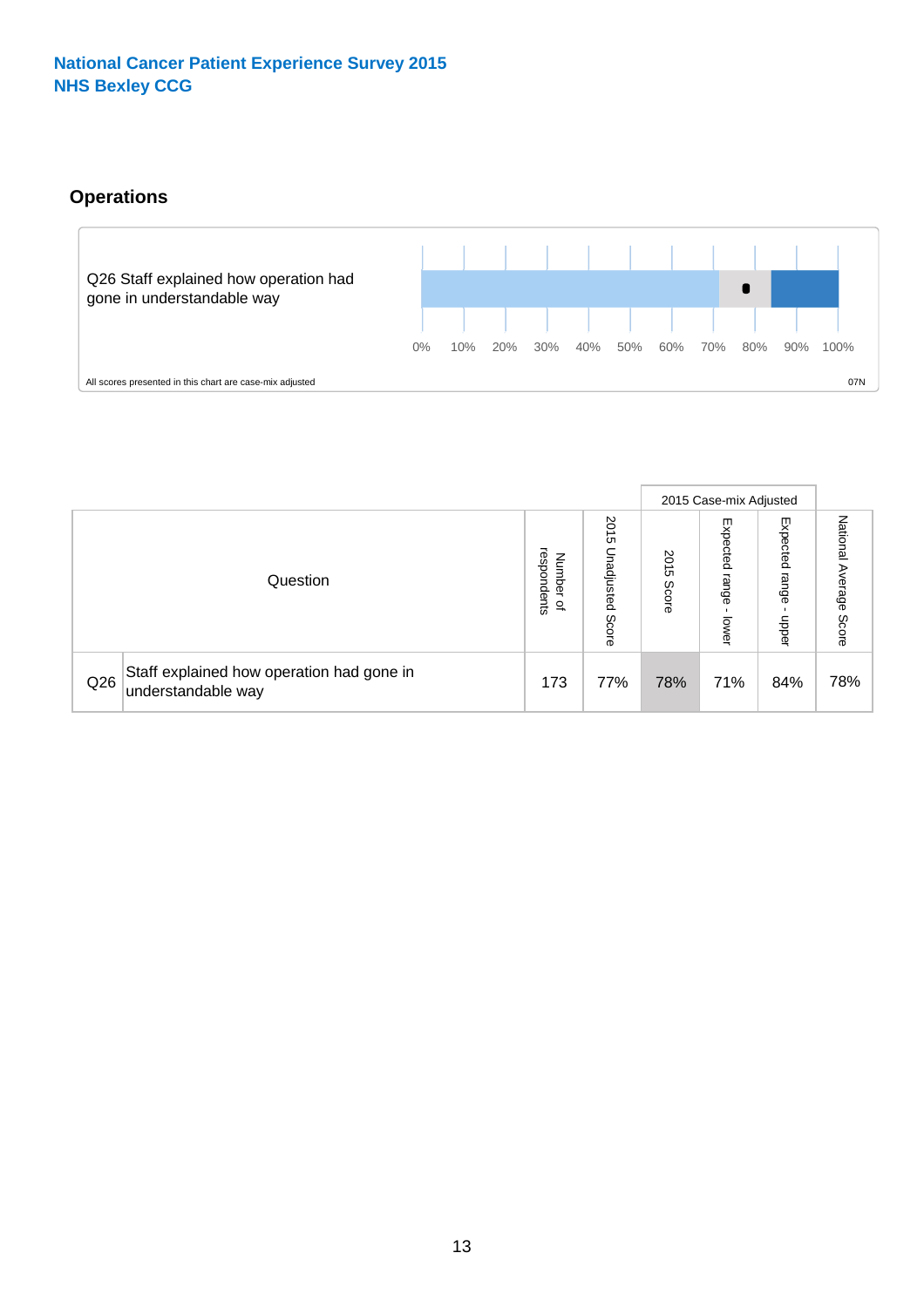**National Cancer Patient Experience Survey 2015**
**NHS Bexley CCG**

## Operations

Q26 Staff explained how operation had gone in understandable way

0% 10% 20% 30% 40% 50% 60% 70% 80% 90% 100%

All scores presented in this chart are case-mix adjusted

07N

| Question | | Number of respondents | 2015 Unadjusted Score | 2015 Case-mix Adjusted | | | National Average Score |
|---|---|---|---|---|---|---|---|
| | | | | 2015 Score | Expected range - lower | Expected range - upper | |
| Q26 | Staff explained how operation had gone in understandable way | 173 | 77% | 78% | 71% | 84% | 78% |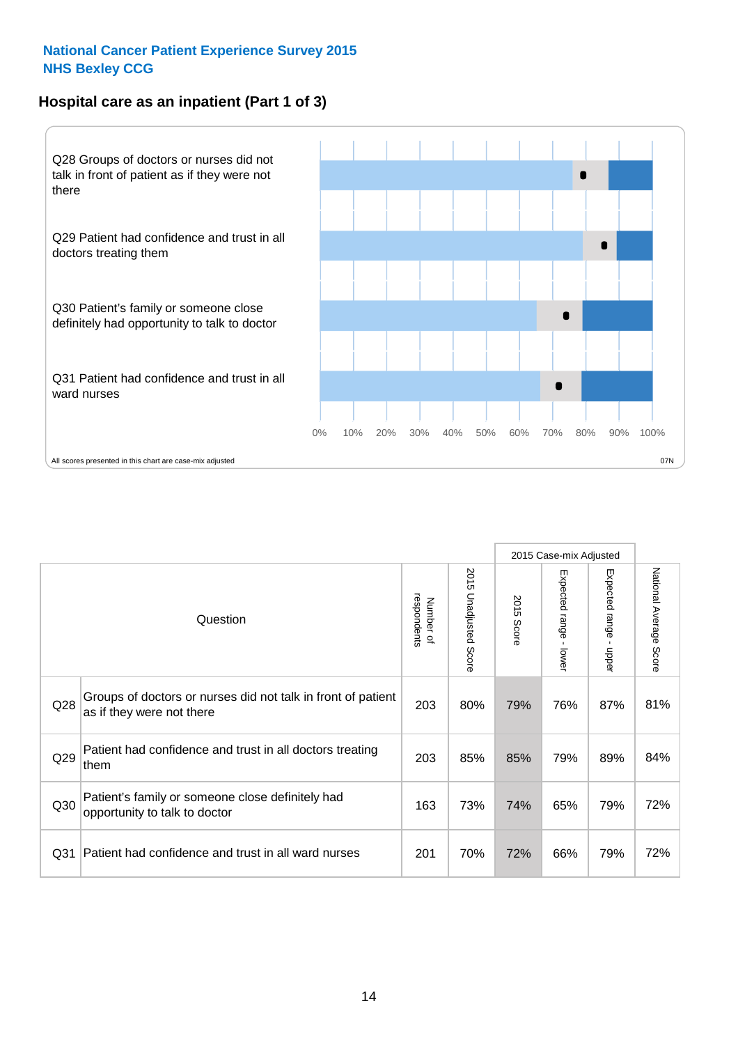**National Cancer Patient Experience Survey 2015**
**NHS Bexley CCG**

## Hospital care as an inpatient (Part 1 of 3)

Q28 Groups of doctors or nurses did not talk in front of patient as if they were not there

Q29 Patient had confidence and trust in all doctors treating them

Q30 Patient's family or someone close definitely had opportunity to talk to doctor

Q31 Patient had confidence and trust in all ward nurses

0% 10% 20% 30% 40% 50% 60% 70% 80% 90% 100%

All scores presented in this chart are case-mix adjusted

07N

| | Question | Number of respondents | 2015 Unadjusted Score | 2015 Case-mix Adjusted: 2015 Score | 2015 Case-mix Adjusted: Expected range - lower | 2015 Case-mix Adjusted: Expected range - upper | National Average Score |
|---|---|---|---|---|---|---|---|
| Q28 | Groups of doctors or nurses did not talk in front of patient as if they were not there | 203 | 80% | 79% | 76% | 87% | 81% |
| Q29 | Patient had confidence and trust in all doctors treating them | 203 | 85% | 85% | 79% | 89% | 84% |
| Q30 | Patient's family or someone close definitely had opportunity to talk to doctor | 163 | 73% | 74% | 65% | 79% | 72% |
| Q31 | Patient had confidence and trust in all ward nurses | 201 | 70% | 72% | 66% | 79% | 72% |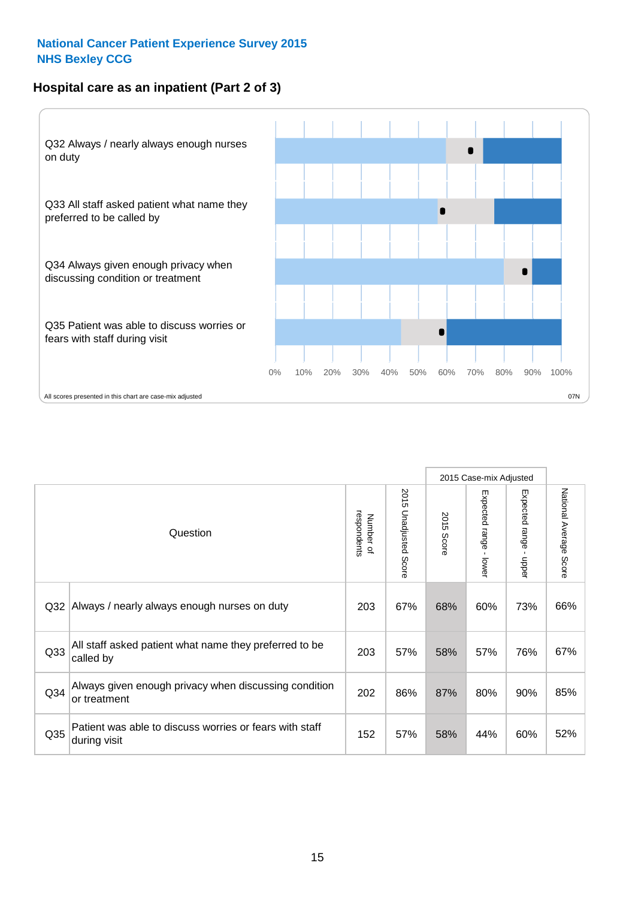National Cancer Patient Experience Survey 2015
NHS Bexley CCG

## Hospital care as an inpatient (Part 2 of 3)

Q32 Always / nearly always enough nurses on duty

Q33 All staff asked patient what name they preferred to be called by

Q34 Always given enough privacy when discussing condition or treatment

Q35 Patient was able to discuss worries or fears with staff during visit

0% 10% 20% 30% 40% 50% 60% 70% 80% 90% 100%

All scores presented in this chart are case-mix adjusted

07N

| Question | | Number of respondents | 2015 Unadjusted Score | 2015 Case-mix Adjusted | | | National Average Score |
|---|---|---|---|---|---|---|---|
| | | | | 2015 Score | Expected range - lower | Expected range - upper | |
| Q32 | Always / nearly always enough nurses on duty | 203 | 67% | 68% | 60% | 73% | 66% |
| Q33 | All staff asked patient what name they preferred to be called by | 203 | 57% | 58% | 57% | 76% | 67% |
| Q34 | Always given enough privacy when discussing condition or treatment | 202 | 86% | 87% | 80% | 90% | 85% |
| Q35 | Patient was able to discuss worries or fears with staff during visit | 152 | 57% | 58% | 44% | 60% | 52% |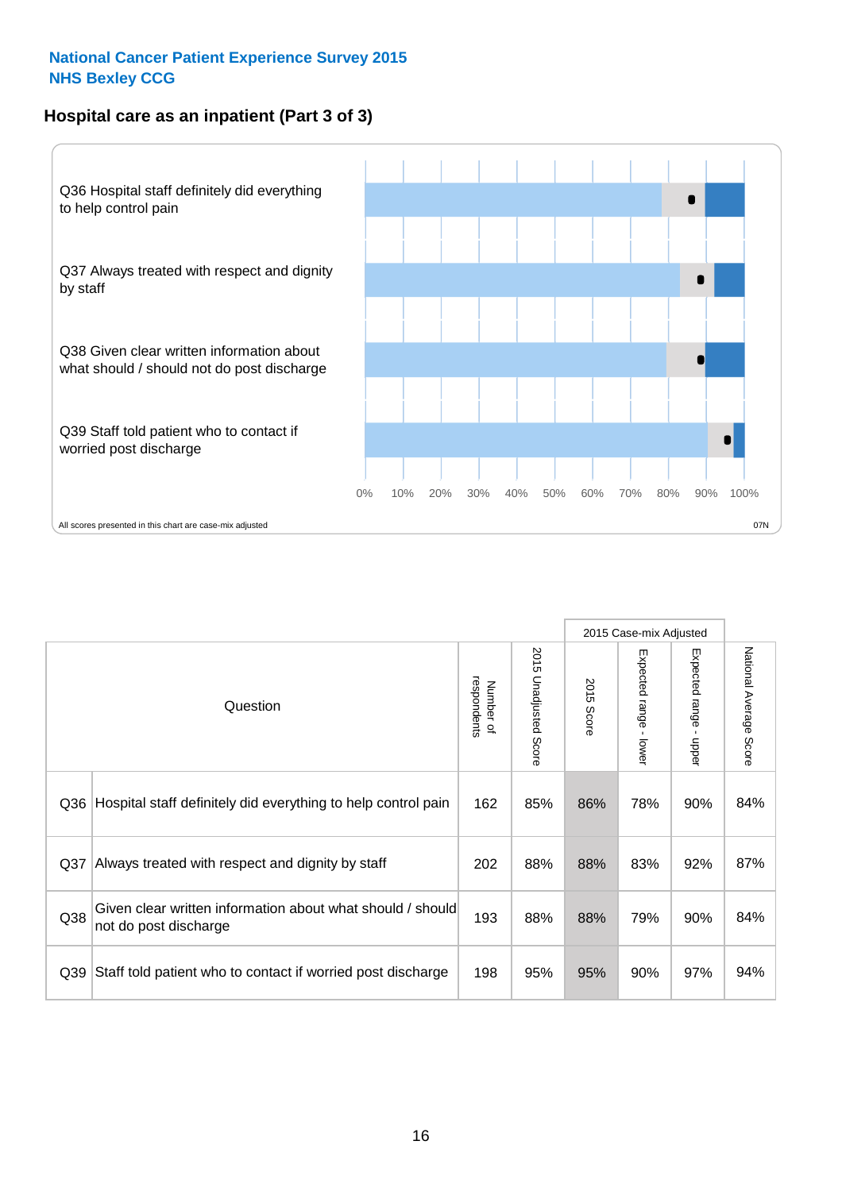National Cancer Patient Experience Survey 2015
NHS Bexley CCG

## Hospital care as an inpatient (Part 3 of 3)

Q36 Hospital staff definitely did everything to help control pain

Q37 Always treated with respect and dignity by staff

Q38 Given clear written information about what should / should not do post discharge

Q39 Staff told patient who to contact if worried post discharge

0% 10% 20% 30% 40% 50% 60% 70% 80% 90% 100%

All scores presented in this chart are case-mix adjusted

07N

| | Question | Number of respondents | 2015 Unadjusted Score | 2015 Case-mix Adjusted | | | National Average Score |
|---|---|---|---|---|---|---|---|
| | | | | 2015 Score | Expected range - lower | Expected range - upper | |
| Q36 | Hospital staff definitely did everything to help control pain | 162 | 85% | 86% | 78% | 90% | 84% |
| Q37 | Always treated with respect and dignity by staff | 202 | 88% | 88% | 83% | 92% | 87% |
| Q38 | Given clear written information about what should / should not do post discharge | 193 | 88% | 88% | 79% | 90% | 84% |
| Q39 | Staff told patient who to contact if worried post discharge | 198 | 95% | 95% | 90% | 97% | 94% |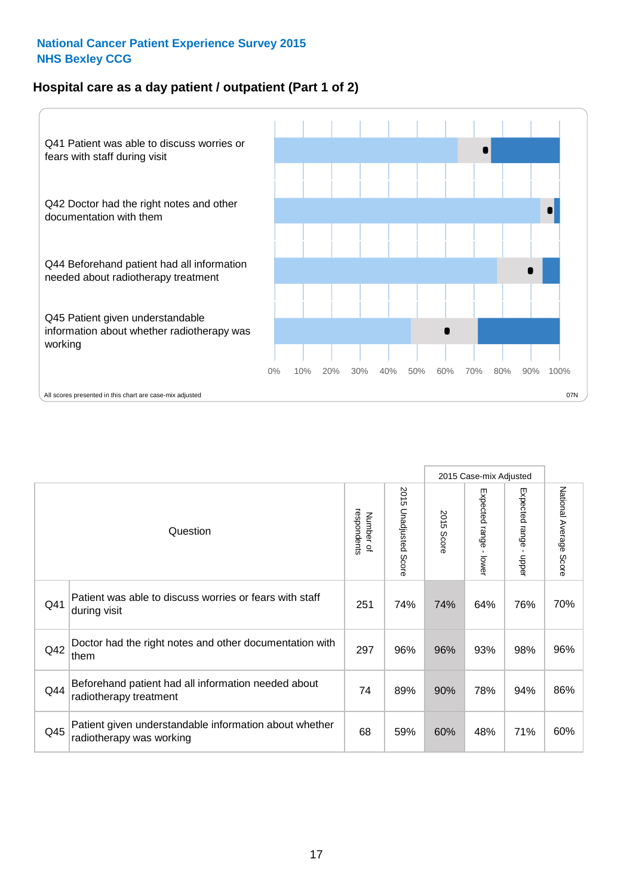National Cancer Patient Experience Survey 2015
NHS Bexley CCG

## Hospital care as a day patient / outpatient (Part 1 of 2)

Q41 Patient was able to discuss worries or fears with staff during visit

Q42 Doctor had the right notes and other documentation with them

Q44 Beforehand patient had all information needed about radiotherapy treatment

Q45 Patient given understandable information about whether radiotherapy was working

0% 10% 20% 30% 40% 50% 60% 70% 80% 90% 100%

All scores presented in this chart are case-mix adjusted

07N

| Question | | Number of respondents | 2015 Unadjusted Score | 2015 Case-mix Adjusted | | | National Average Score |
|---|---|---|---|---|---|---|---|
| | | | | 2015 Score | Expected range - lower | Expected range - upper | |
| Q41 | Patient was able to discuss worries or fears with staff during visit | 251 | 74% | 74% | 64% | 76% | 70% |
| Q42 | Doctor had the right notes and other documentation with them | 297 | 96% | 96% | 93% | 98% | 96% |
| Q44 | Beforehand patient had all information needed about radiotherapy treatment | 74 | 89% | 90% | 78% | 94% | 86% |
| Q45 | Patient given understandable information about whether radiotherapy was working | 68 | 59% | 60% | 48% | 71% | 60% |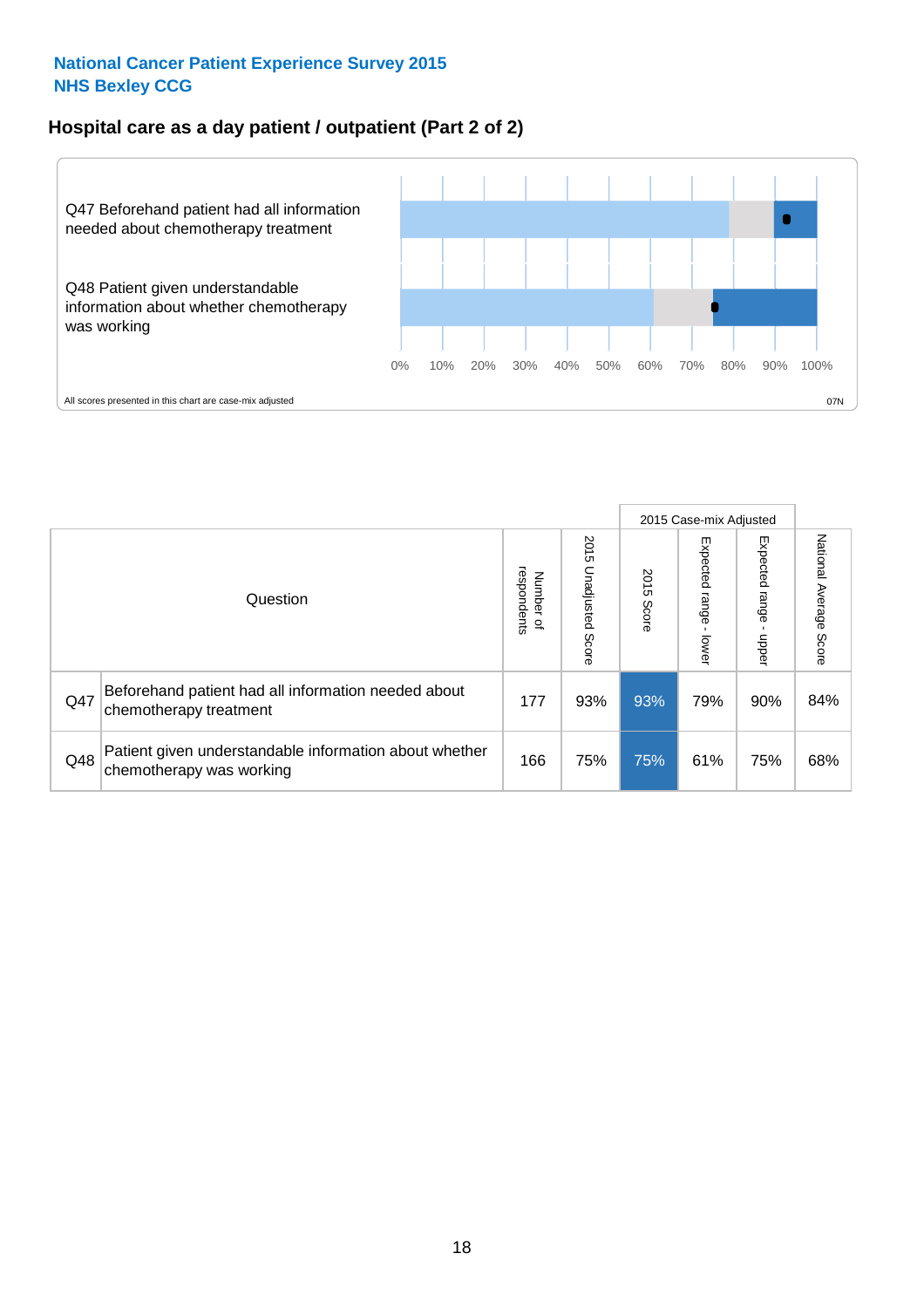National Cancer Patient Experience Survey 2015
NHS Bexley CCG

## Hospital care as a day patient / outpatient (Part 2 of 2)

Q47 Beforehand patient had all information needed about chemotherapy treatment

Q48 Patient given understandable information about whether chemotherapy was working

0% 10% 20% 30% 40% 50% 60% 70% 80% 90% 100%

All scores presented in this chart are case-mix adjusted

07N

| Question | | Number of respondents | 2015 Unadjusted Score | 2015 Case-mix Adjusted 2015 Score | 2015 Case-mix Adjusted Expected range - lower | 2015 Case-mix Adjusted Expected range - upper | National Average Score |
|---|---|---|---|---|---|---|---|
| Q47 | Beforehand patient had all information needed about chemotherapy treatment | 177 | 93% | 93% | 79% | 90% | 84% |
| Q48 | Patient given understandable information about whether chemotherapy was working | 166 | 75% | 75% | 61% | 75% | 68% |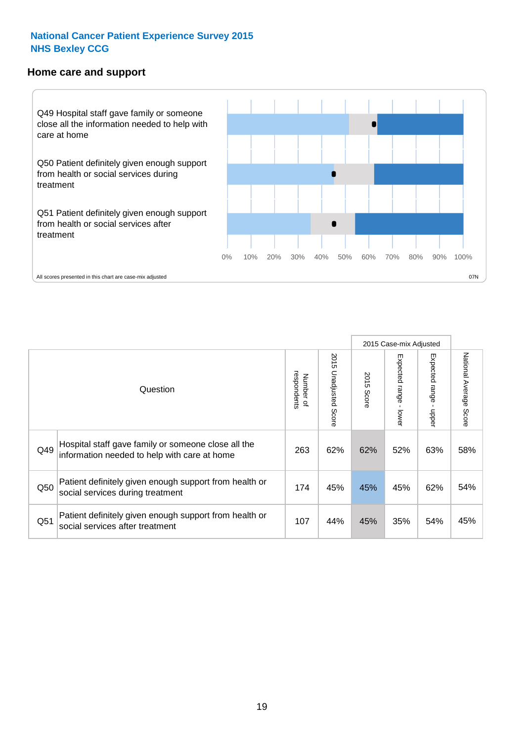**National Cancer Patient Experience Survey 2015**
**NHS Bexley CCG**

## Home care and support

Q49 Hospital staff gave family or someone close all the information needed to help with care at home

Q50 Patient definitely given enough support from health or social services during treatment

Q51 Patient definitely given enough support from health or social services after treatment

0% 10% 20% 30% 40% 50% 60% 70% 80% 90% 100%

All scores presented in this chart are case-mix adjusted

07N

| Question | | Number of respondents | 2015 Unadjusted Score | 2015 Case-mix Adjusted: 2015 Score | 2015 Case-mix Adjusted: Expected range - lower | 2015 Case-mix Adjusted: Expected range - upper | National Average Score |
|---|---|---|---|---|---|---|---|
| Q49 | Hospital staff gave family or someone close all the information needed to help with care at home | 263 | 62% | 62% | 52% | 63% | 58% |
| Q50 | Patient definitely given enough support from health or social services during treatment | 174 | 45% | 45% | 45% | 62% | 54% |
| Q51 | Patient definitely given enough support from health or social services after treatment | 107 | 44% | 45% | 35% | 54% | 45% |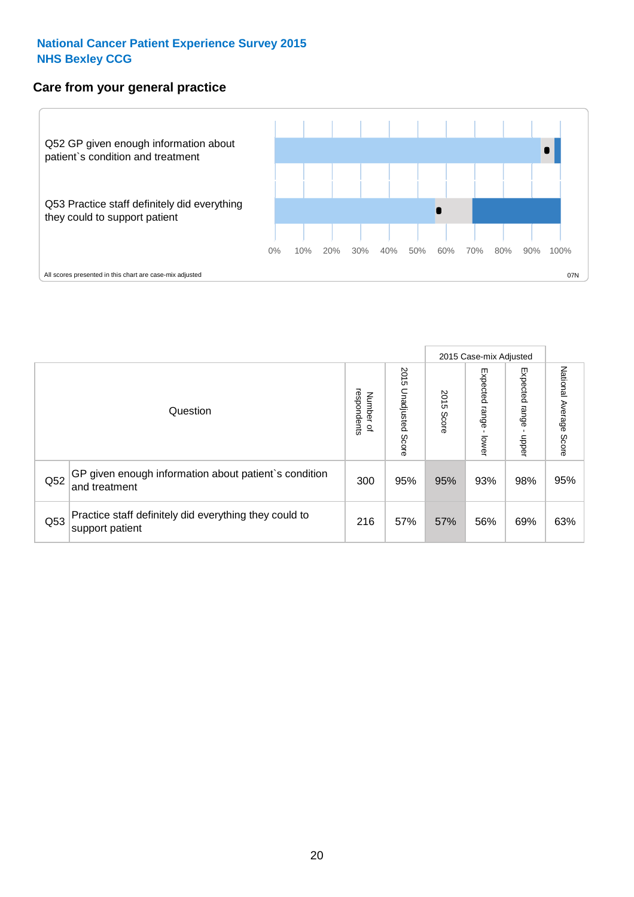**National Cancer Patient Experience Survey 2015**
**NHS Bexley CCG**

## Care from your general practice

Q52 GP given enough information about patient`s condition and treatment

Q53 Practice staff definitely did everything they could to support patient

0% 10% 20% 30% 40% 50% 60% 70% 80% 90% 100%

All scores presented in this chart are case-mix adjusted

07N

| Question | | Number of respondents | 2015 Unadjusted Score | 2015 Case-mix Adjusted | | | National Average Score |
|---|---|---|---|---|---|---|---|
| | | | | 2015 Score | Expected range - lower | Expected range - upper | |
| Q52 | GP given enough information about patient`s condition and treatment | 300 | 95% | 95% | 93% | 98% | 95% |
| Q53 | Practice staff definitely did everything they could to support patient | 216 | 57% | 57% | 56% | 69% | 63% |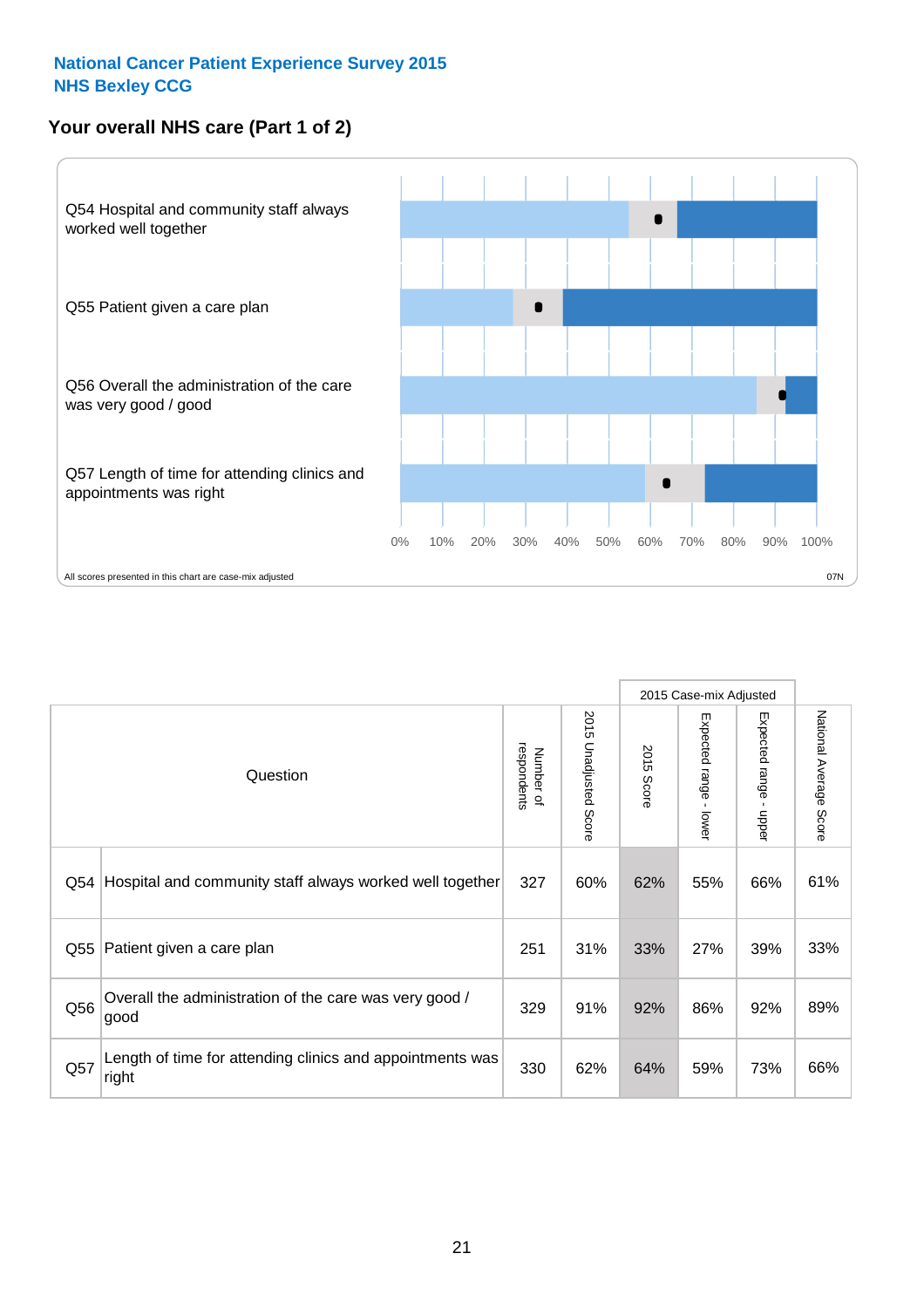**National Cancer Patient Experience Survey 2015**
**NHS Bexley CCG**

## Your overall NHS care (Part 1 of 2)

Q54 Hospital and community staff always worked well together

Q55 Patient given a care plan

Q56 Overall the administration of the care was very good / good

Q57 Length of time for attending clinics and appointments was right

0% 10% 20% 30% 40% 50% 60% 70% 80% 90% 100%

All scores presented in this chart are case-mix adjusted

07N

| | Question | Number of respondents | 2015 Unadjusted Score | 2015 Case-mix Adjusted | | | National Average Score |
|---|---|---|---|---|---|---|---|
| | | | | 2015 Score | Expected range - lower | Expected range - upper | |
| Q54 | Hospital and community staff always worked well together | 327 | 60% | 62% | 55% | 66% | 61% |
| Q55 | Patient given a care plan | 251 | 31% | 33% | 27% | 39% | 33% |
| Q56 | Overall the administration of the care was very good / good | 329 | 91% | 92% | 86% | 92% | 89% |
| Q57 | Length of time for attending clinics and appointments was right | 330 | 62% | 64% | 59% | 73% | 66% |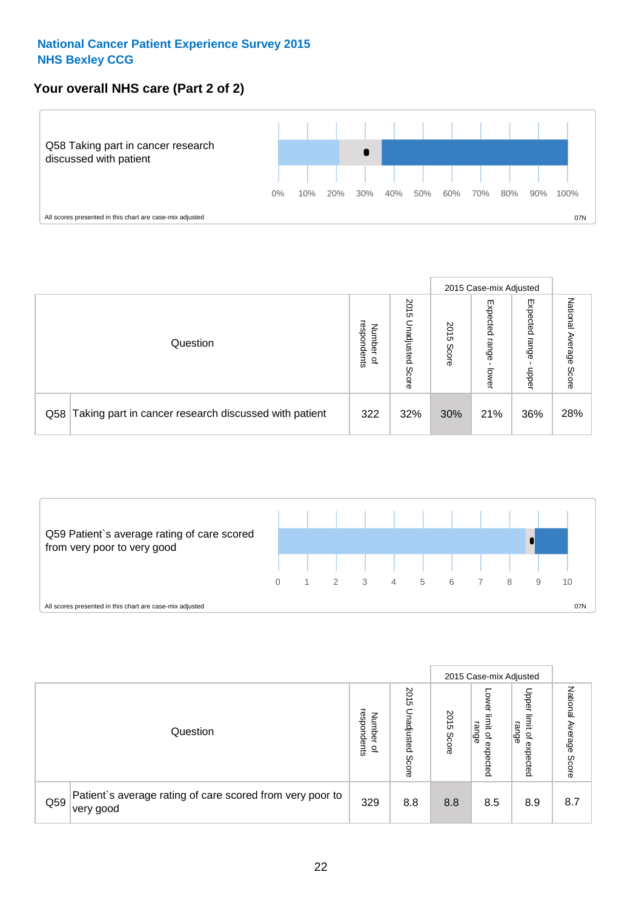**National Cancer Patient Experience Survey 2015**
**NHS Bexley CCG**

## Your overall NHS care (Part 2 of 2)

Q58 Taking part in cancer research discussed with patient

0% 10% 20% 30% 40% 50% 60% 70% 80% 90% 100%

All scores presented in this chart are case-mix adjusted

07N

| Question | | Number of respondents | 2015 Unadjusted Score | 2015 Case-mix Adjusted | | | National Average Score |
|---|---|---|---|---|---|---|---|
| | | | | 2015 Score | Expected range - lower | Expected range - upper | |
| Q58 | Taking part in cancer research discussed with patient | 322 | 32% | 30% | 21% | 36% | 28% |

Q59 Patient`s average rating of care scored from very poor to very good

0 1 2 3 4 5 6 7 8 9 10

All scores presented in this chart are case-mix adjusted

07N

| Question | | Number of respondents | 2015 Unadjusted Score | 2015 Case-mix Adjusted | | | National Average Score |
|---|---|---|---|---|---|---|---|
| | | | | 2015 Score | Lower limit of expected range | Upper limit of expected range | |
| Q59 | Patient`s average rating of care scored from very poor to very good | 329 | 8.8 | 8.8 | 8.5 | 8.9 | 8.7 |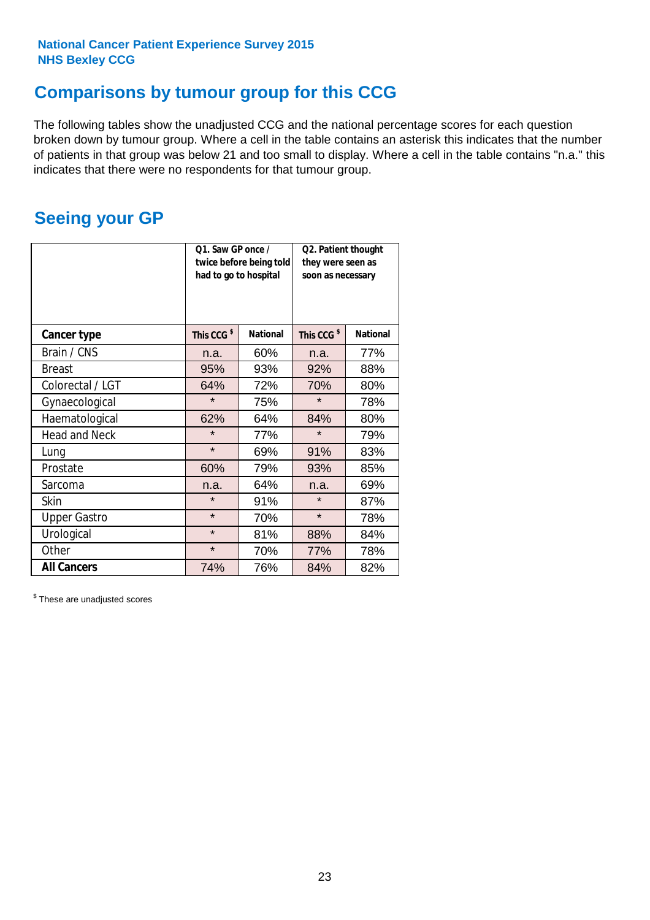National Cancer Patient Experience Survey 2015
NHS Bexley CCG

## Comparisons by tumour group for this CCG

The following tables show the unadjusted CCG and the national percentage scores for each question broken down by tumour group. Where a cell in the table contains an asterisk this indicates that the number of patients in that group was below 21 and too small to display. Where a cell in the table contains "n.a." this indicates that there were no respondents for that tumour group.

## Seeing your GP

| | Q1. Saw GP once / twice before being told had to go to hospital | | Q2. Patient thought they were seen as soon as necessary | |
|---|---|---|---|---|
| **Cancer type** | This CCG $ | National | This CCG $ | National |
| Brain / CNS | n.a. | 60% | n.a. | 77% |
| Breast | 95% | 93% | 92% | 88% |
| Colorectal / LGT | 64% | 72% | 70% | 80% |
| Gynaecological | * | 75% | * | 78% |
| Haematological | 62% | 64% | 84% | 80% |
| Head and Neck | * | 77% | * | 79% |
| Lung | * | 69% | 91% | 83% |
| Prostate | 60% | 79% | 93% | 85% |
| Sarcoma | n.a. | 64% | n.a. | 69% |
| Skin | * | 91% | * | 87% |
| Upper Gastro | * | 70% | * | 78% |
| Urological | * | 81% | 88% | 84% |
| Other | * | 70% | 77% | 78% |
| **All Cancers** | 74% | 76% | 84% | 82% |

$ These are unadjusted scores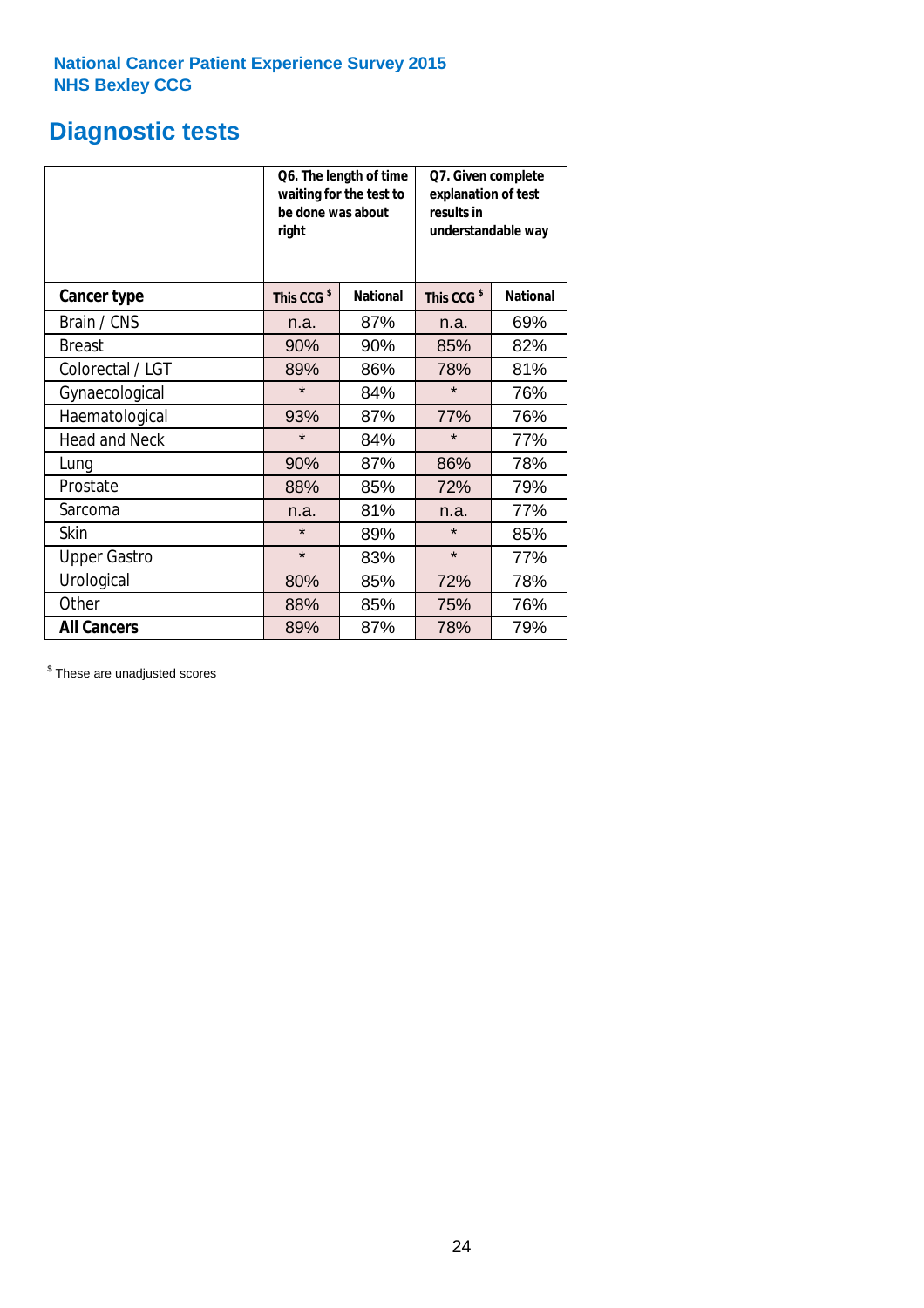National Cancer Patient Experience Survey 2015
NHS Bexley CCG

# Diagnostic tests

| | Q6. The length of time waiting for the test to be done was about right | | Q7. Given complete explanation of test results in understandable way | |
|---|---|---|---|---|
| **Cancer type** | **This CCG $** | **National** | **This CCG $** | **National** |
| Brain / CNS | n.a. | 87% | n.a. | 69% |
| Breast | 90% | 90% | 85% | 82% |
| Colorectal / LGT | 89% | 86% | 78% | 81% |
| Gynaecological | * | 84% | * | 76% |
| Haematological | 93% | 87% | 77% | 76% |
| Head and Neck | * | 84% | * | 77% |
| Lung | 90% | 87% | 86% | 78% |
| Prostate | 88% | 85% | 72% | 79% |
| Sarcoma | n.a. | 81% | n.a. | 77% |
| Skin | * | 89% | * | 85% |
| Upper Gastro | * | 83% | * | 77% |
| Urological | 80% | 85% | 72% | 78% |
| Other | 88% | 85% | 75% | 76% |
| **All Cancers** | 89% | 87% | 78% | 79% |

$ These are unadjusted scores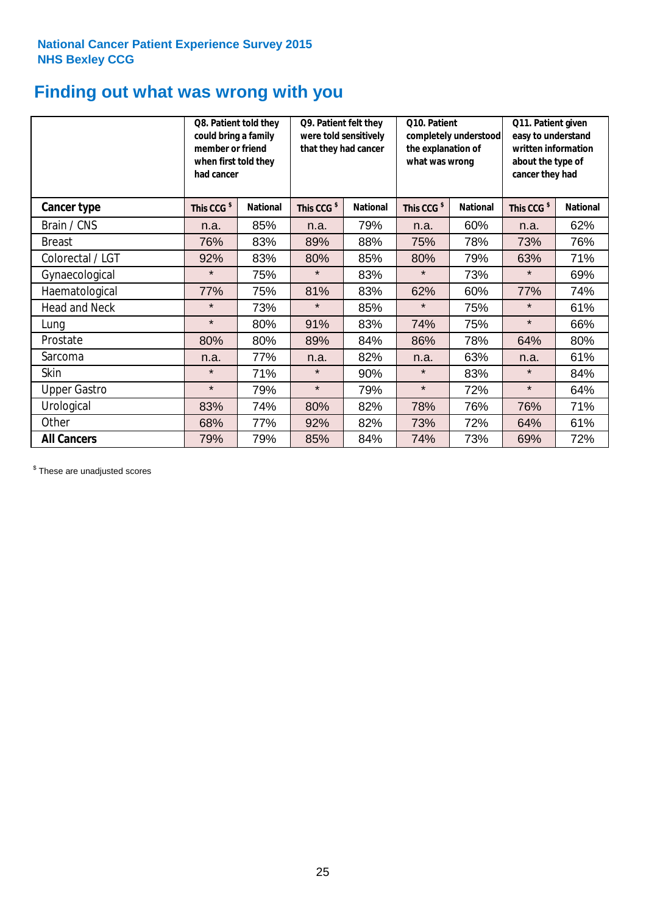National Cancer Patient Experience Survey 2015
NHS Bexley CCG

# Finding out what was wrong with you

| | Q8. Patient told they could bring a family member or friend when first told they had cancer | | Q9. Patient felt they were told sensitively that they had cancer | | Q10. Patient completely understood the explanation of what was wrong | | Q11. Patient given easy to understand written information about the type of cancer they had | |
|---|---|---|---|---|---|---|---|---|
| **Cancer type** | **This CCG $** | **National** | **This CCG $** | **National** | **This CCG $** | **National** | **This CCG $** | **National** |
| Brain / CNS | n.a. | 85% | n.a. | 79% | n.a. | 60% | n.a. | 62% |
| Breast | 76% | 83% | 89% | 88% | 75% | 78% | 73% | 76% |
| Colorectal / LGT | 92% | 83% | 80% | 85% | 80% | 79% | 63% | 71% |
| Gynaecological | * | 75% | * | 83% | * | 73% | * | 69% |
| Haematological | 77% | 75% | 81% | 83% | 62% | 60% | 77% | 74% |
| Head and Neck | * | 73% | * | 85% | * | 75% | * | 61% |
| Lung | * | 80% | 91% | 83% | 74% | 75% | * | 66% |
| Prostate | 80% | 80% | 89% | 84% | 86% | 78% | 64% | 80% |
| Sarcoma | n.a. | 77% | n.a. | 82% | n.a. | 63% | n.a. | 61% |
| Skin | * | 71% | * | 90% | * | 83% | * | 84% |
| Upper Gastro | * | 79% | * | 79% | * | 72% | * | 64% |
| Urological | 83% | 74% | 80% | 82% | 78% | 76% | 76% | 71% |
| Other | 68% | 77% | 92% | 82% | 73% | 72% | 64% | 61% |
| **All Cancers** | 79% | 79% | 85% | 84% | 74% | 73% | 69% | 72% |

$ These are unadjusted scores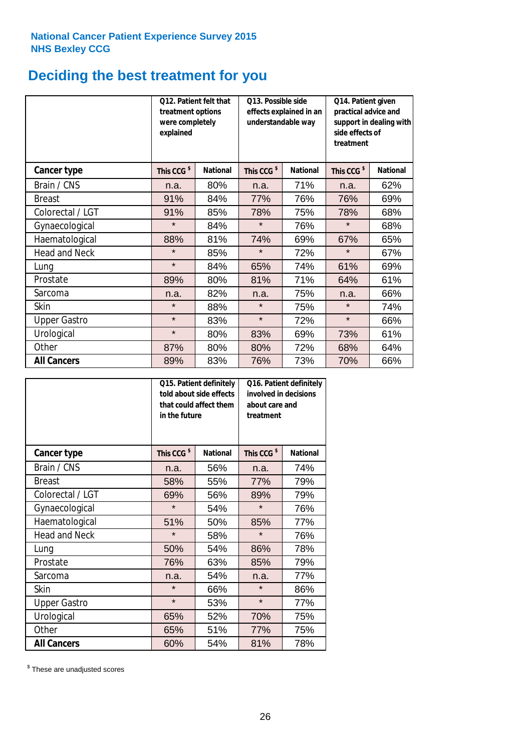National Cancer Patient Experience Survey 2015
NHS Bexley CCG

# Deciding the best treatment for you

| | Q12. Patient felt that treatment options were completely explained | | Q13. Possible side effects explained in an understandable way | | Q14. Patient given practical advice and support in dealing with side effects of treatment | |
|---|---|---|---|---|---|---|
| **Cancer type** | **This CCG $** | **National** | **This CCG $** | **National** | **This CCG $** | **National** |
| Brain / CNS | n.a. | 80% | n.a. | 71% | n.a. | 62% |
| Breast | 91% | 84% | 77% | 76% | 76% | 69% |
| Colorectal / LGT | 91% | 85% | 78% | 75% | 78% | 68% |
| Gynaecological | * | 84% | * | 76% | * | 68% |
| Haematological | 88% | 81% | 74% | 69% | 67% | 65% |
| Head and Neck | * | 85% | * | 72% | * | 67% |
| Lung | * | 84% | 65% | 74% | 61% | 69% |
| Prostate | 89% | 80% | 81% | 71% | 64% | 61% |
| Sarcoma | n.a. | 82% | n.a. | 75% | n.a. | 66% |
| Skin | * | 88% | * | 75% | * | 74% |
| Upper Gastro | * | 83% | * | 72% | * | 66% |
| Urological | * | 80% | 83% | 69% | 73% | 61% |
| Other | 87% | 80% | 80% | 72% | 68% | 64% |
| **All Cancers** | 89% | 83% | 76% | 73% | 70% | 66% |

| | Q15. Patient definitely told about side effects that could affect them in the future | | Q16. Patient definitely involved in decisions about care and treatment | |
|---|---|---|---|---|
| **Cancer type** | **This CCG $** | **National** | **This CCG $** | **National** |
| Brain / CNS | n.a. | 56% | n.a. | 74% |
| Breast | 58% | 55% | 77% | 79% |
| Colorectal / LGT | 69% | 56% | 89% | 79% |
| Gynaecological | * | 54% | * | 76% |
| Haematological | 51% | 50% | 85% | 77% |
| Head and Neck | * | 58% | * | 76% |
| Lung | 50% | 54% | 86% | 78% |
| Prostate | 76% | 63% | 85% | 79% |
| Sarcoma | n.a. | 54% | n.a. | 77% |
| Skin | * | 66% | * | 86% |
| Upper Gastro | * | 53% | * | 77% |
| Urological | 65% | 52% | 70% | 75% |
| Other | 65% | 51% | 77% | 75% |
| **All Cancers** | 60% | 54% | 81% | 78% |

$ These are unadjusted scores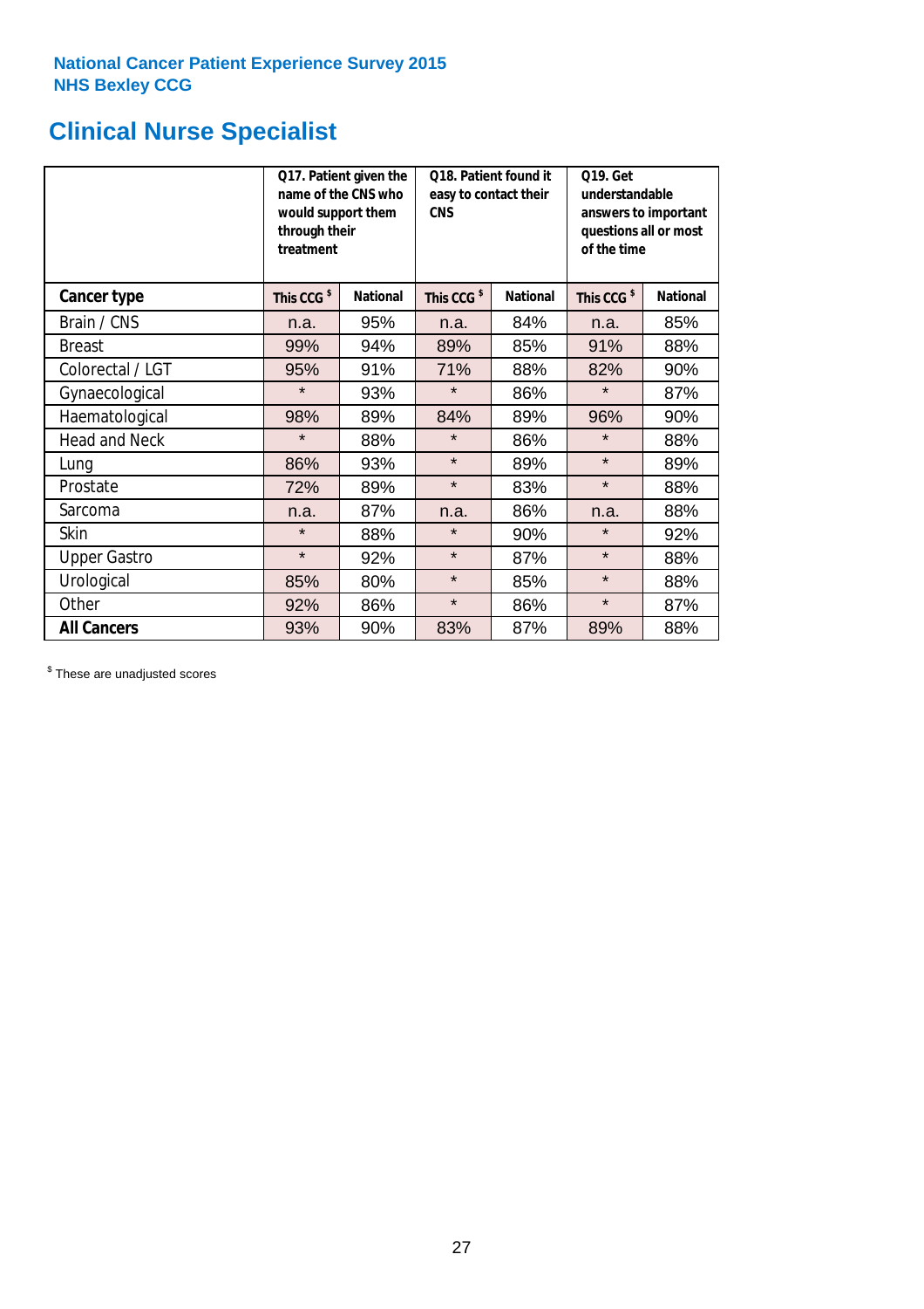National Cancer Patient Experience Survey 2015
NHS Bexley CCG

# Clinical Nurse Specialist

| | Q17. Patient given the name of the CNS who would support them through their treatment | | Q18. Patient found it easy to contact their CNS | | Q19. Get understandable answers to important questions all or most of the time | |
|---|---|---|---|---|---|---|
| **Cancer type** | **This CCG $** | **National** | **This CCG $** | **National** | **This CCG $** | **National** |
| Brain / CNS | n.a. | 95% | n.a. | 84% | n.a. | 85% |
| Breast | 99% | 94% | 89% | 85% | 91% | 88% |
| Colorectal / LGT | 95% | 91% | 71% | 88% | 82% | 90% |
| Gynaecological | * | 93% | * | 86% | * | 87% |
| Haematological | 98% | 89% | 84% | 89% | 96% | 90% |
| Head and Neck | * | 88% | * | 86% | * | 88% |
| Lung | 86% | 93% | * | 89% | * | 89% |
| Prostate | 72% | 89% | * | 83% | * | 88% |
| Sarcoma | n.a. | 87% | n.a. | 86% | n.a. | 88% |
| Skin | * | 88% | * | 90% | * | 92% |
| Upper Gastro | * | 92% | * | 87% | * | 88% |
| Urological | 85% | 80% | * | 85% | * | 88% |
| Other | 92% | 86% | * | 86% | * | 87% |
| **All Cancers** | 93% | 90% | 83% | 87% | 89% | 88% |

$ These are unadjusted scores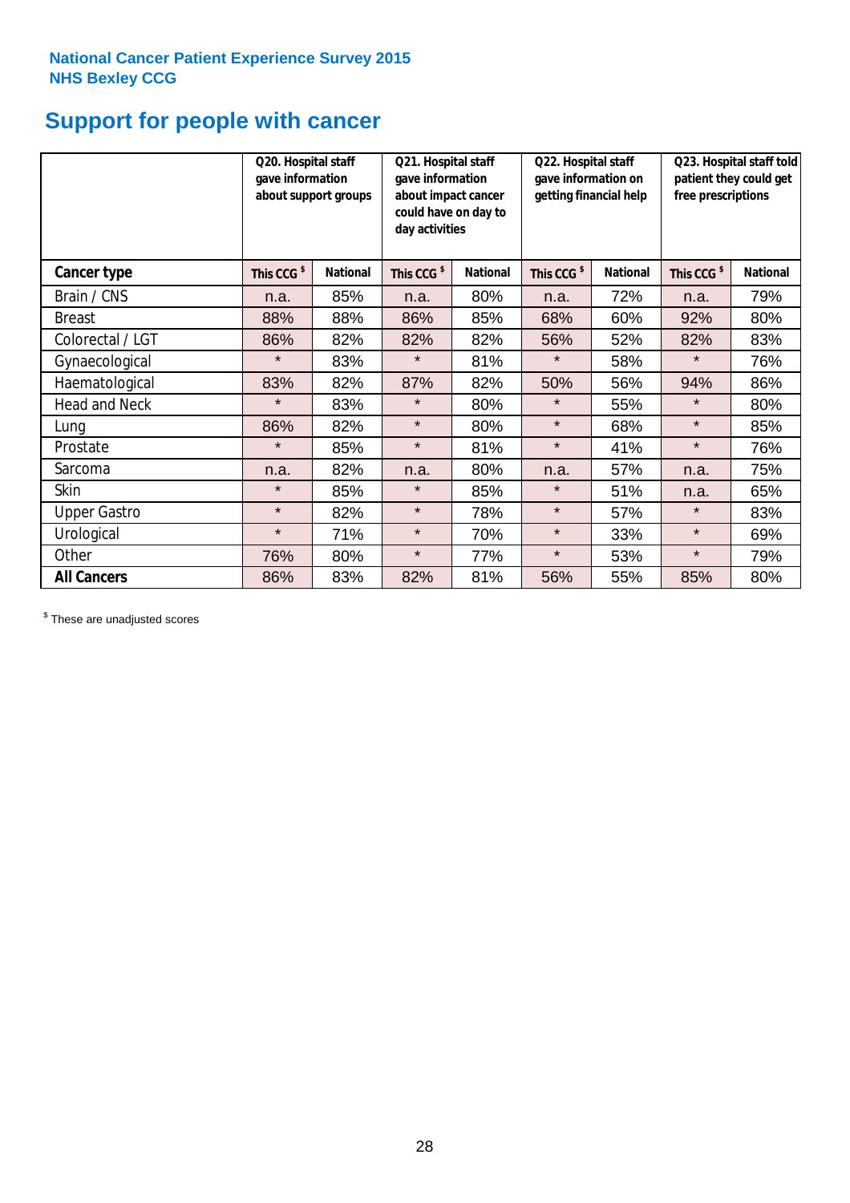**National Cancer Patient Experience Survey 2015**
**NHS Bexley CCG**

# Support for people with cancer

| | Q20. Hospital staff gave information about support groups | | Q21. Hospital staff gave information about impact cancer could have on day to day activities | | Q22. Hospital staff gave information on getting financial help | | Q23. Hospital staff told patient they could get free prescriptions | |
|---|---|---|---|---|---|---|---|---|
| **Cancer type** | **This CCG $** | **National** | **This CCG $** | **National** | **This CCG $** | **National** | **This CCG $** | **National** |
| Brain / CNS | n.a. | 85% | n.a. | 80% | n.a. | 72% | n.a. | 79% |
| Breast | 88% | 88% | 86% | 85% | 68% | 60% | 92% | 80% |
| Colorectal / LGT | 86% | 82% | 82% | 82% | 56% | 52% | 82% | 83% |
| Gynaecological | * | 83% | * | 81% | * | 58% | * | 76% |
| Haematological | 83% | 82% | 87% | 82% | 50% | 56% | 94% | 86% |
| Head and Neck | * | 83% | * | 80% | * | 55% | * | 80% |
| Lung | 86% | 82% | * | 80% | * | 68% | * | 85% |
| Prostate | * | 85% | * | 81% | * | 41% | * | 76% |
| Sarcoma | n.a. | 82% | n.a. | 80% | n.a. | 57% | n.a. | 75% |
| Skin | * | 85% | * | 85% | * | 51% | n.a. | 65% |
| Upper Gastro | * | 82% | * | 78% | * | 57% | * | 83% |
| Urological | * | 71% | * | 70% | * | 33% | * | 69% |
| Other | 76% | 80% | * | 77% | * | 53% | * | 79% |
| **All Cancers** | 86% | 83% | 82% | 81% | 56% | 55% | 85% | 80% |

$ These are unadjusted scores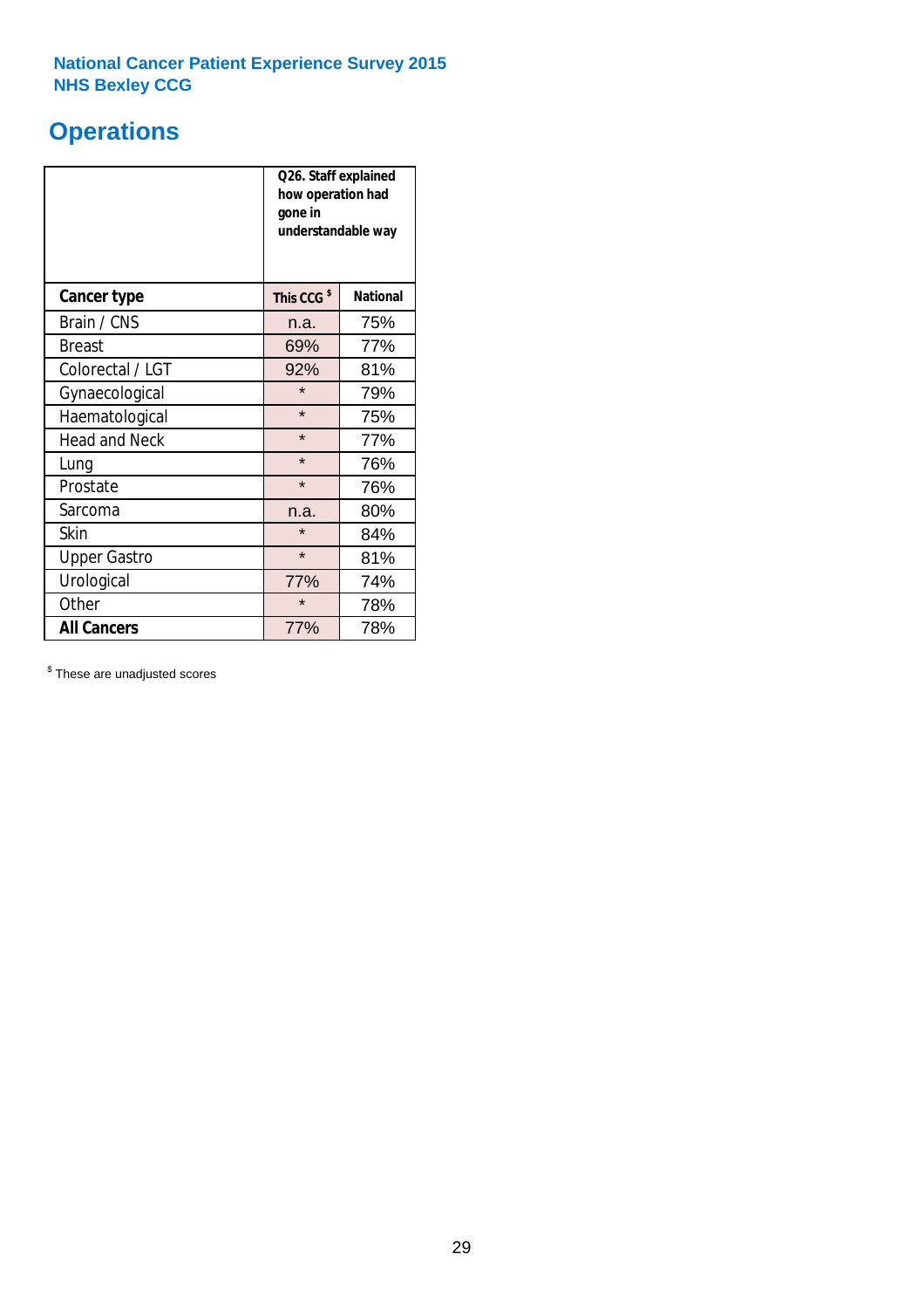National Cancer Patient Experience Survey 2015
NHS Bexley CCG

# Operations

| | Q26. Staff explained how operation had gone in understandable way | |
|---|---|---|
| **Cancer type** | **This CCG $** | **National** |
| Brain / CNS | n.a. | 75% |
| Breast | 69% | 77% |
| Colorectal / LGT | 92% | 81% |
| Gynaecological | * | 79% |
| Haematological | * | 75% |
| Head and Neck | * | 77% |
| Lung | * | 76% |
| Prostate | * | 76% |
| Sarcoma | n.a. | 80% |
| Skin | * | 84% |
| Upper Gastro | * | 81% |
| Urological | 77% | 74% |
| Other | * | 78% |
| **All Cancers** | 77% | 78% |

$ These are unadjusted scores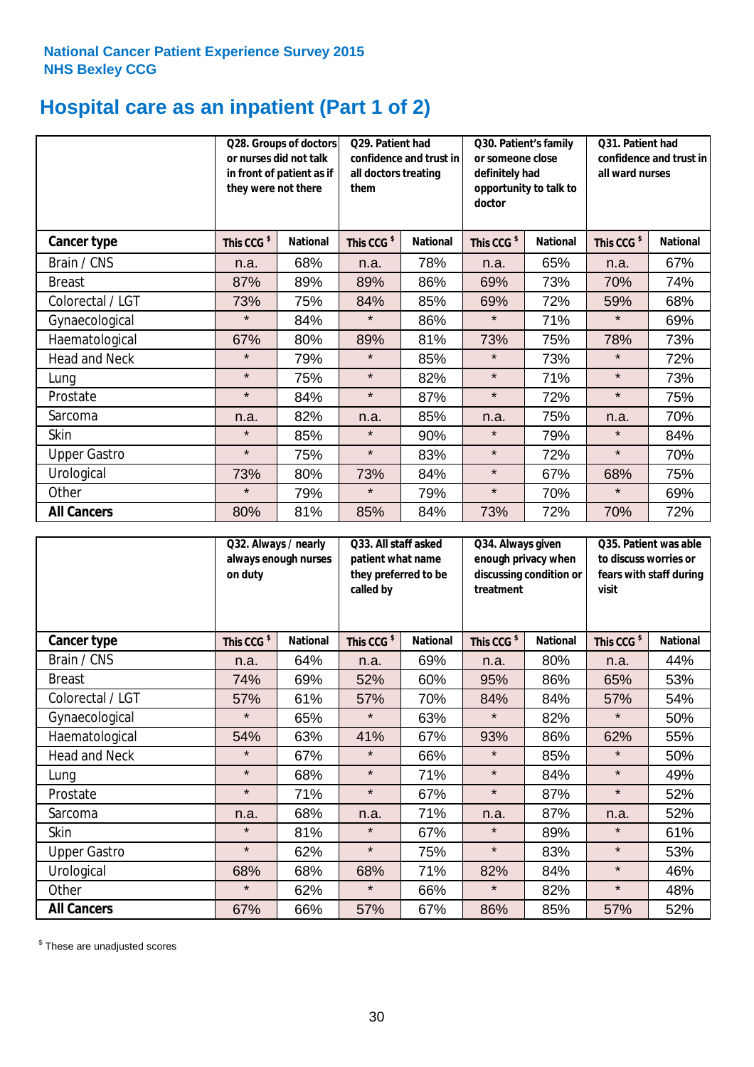**National Cancer Patient Experience Survey 2015**
**NHS Bexley CCG**

# Hospital care as an inpatient (Part 1 of 2)

| | Q28. Groups of doctors or nurses did not talk in front of patient as if they were not there | | Q29. Patient had confidence and trust in all doctors treating them | | Q30. Patient's family or someone close definitely had opportunity to talk to doctor | | Q31. Patient had confidence and trust in all ward nurses | |
|---|---|---|---|---|---|---|---|---|
| **Cancer type** | This CCG $ | National | This CCG $ | National | This CCG $ | National | This CCG $ | National |
| Brain / CNS | n.a. | 68% | n.a. | 78% | n.a. | 65% | n.a. | 67% |
| Breast | 87% | 89% | 89% | 86% | 69% | 73% | 70% | 74% |
| Colorectal / LGT | 73% | 75% | 84% | 85% | 69% | 72% | 59% | 68% |
| Gynaecological | * | 84% | * | 86% | * | 71% | * | 69% |
| Haematological | 67% | 80% | 89% | 81% | 73% | 75% | 78% | 73% |
| Head and Neck | * | 79% | * | 85% | * | 73% | * | 72% |
| Lung | * | 75% | * | 82% | * | 71% | * | 73% |
| Prostate | * | 84% | * | 87% | * | 72% | * | 75% |
| Sarcoma | n.a. | 82% | n.a. | 85% | n.a. | 75% | n.a. | 70% |
| Skin | * | 85% | * | 90% | * | 79% | * | 84% |
| Upper Gastro | * | 75% | * | 83% | * | 72% | * | 70% |
| Urological | 73% | 80% | 73% | 84% | * | 67% | 68% | 75% |
| Other | * | 79% | * | 79% | * | 70% | * | 69% |
| **All Cancers** | 80% | 81% | 85% | 84% | 73% | 72% | 70% | 72% |

| | Q32. Always / nearly always enough nurses on duty | | Q33. All staff asked patient what name they preferred to be called by | | Q34. Always given enough privacy when discussing condition or treatment | | Q35. Patient was able to discuss worries or fears with staff during visit | |
|---|---|---|---|---|---|---|---|---|
| **Cancer type** | This CCG $ | National | This CCG $ | National | This CCG $ | National | This CCG $ | National |
| Brain / CNS | n.a. | 64% | n.a. | 69% | n.a. | 80% | n.a. | 44% |
| Breast | 74% | 69% | 52% | 60% | 95% | 86% | 65% | 53% |
| Colorectal / LGT | 57% | 61% | 57% | 70% | 84% | 84% | 57% | 54% |
| Gynaecological | * | 65% | * | 63% | * | 82% | * | 50% |
| Haematological | 54% | 63% | 41% | 67% | 93% | 86% | 62% | 55% |
| Head and Neck | * | 67% | * | 66% | * | 85% | * | 50% |
| Lung | * | 68% | * | 71% | * | 84% | * | 49% |
| Prostate | * | 71% | * | 67% | * | 87% | * | 52% |
| Sarcoma | n.a. | 68% | n.a. | 71% | n.a. | 87% | n.a. | 52% |
| Skin | * | 81% | * | 67% | * | 89% | * | 61% |
| Upper Gastro | * | 62% | * | 75% | * | 83% | * | 53% |
| Urological | 68% | 68% | 68% | 71% | 82% | 84% | * | 46% |
| Other | * | 62% | * | 66% | * | 82% | * | 48% |
| **All Cancers** | 67% | 66% | 57% | 67% | 86% | 85% | 57% | 52% |

$ These are unadjusted scores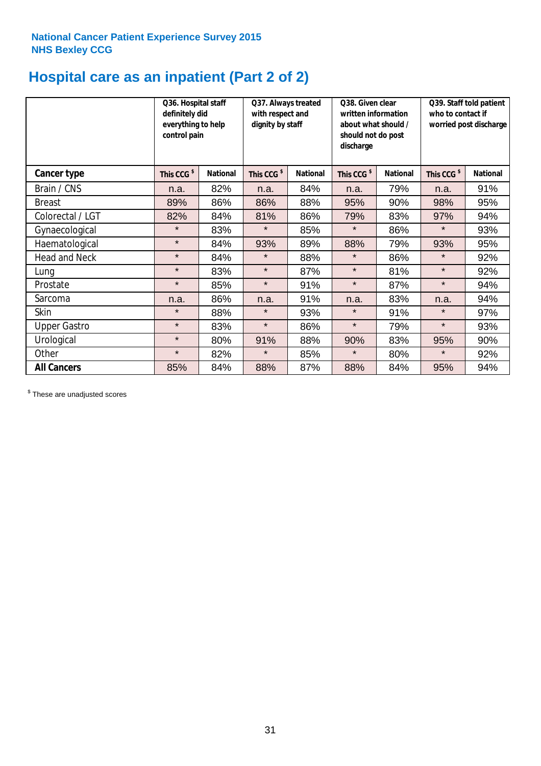National Cancer Patient Experience Survey 2015
NHS Bexley CCG

# Hospital care as an inpatient (Part 2 of 2)

| | Q36. Hospital staff definitely did everything to help control pain | | Q37. Always treated with respect and dignity by staff | | Q38. Given clear written information about what should / should not do post discharge | | Q39. Staff told patient who to contact if worried post discharge | |
|---|---|---|---|---|---|---|---|---|
| **Cancer type** | This CCG $ | National | This CCG $ | National | This CCG $ | National | This CCG $ | National |
| Brain / CNS | n.a. | 82% | n.a. | 84% | n.a. | 79% | n.a. | 91% |
| Breast | 89% | 86% | 86% | 88% | 95% | 90% | 98% | 95% |
| Colorectal / LGT | 82% | 84% | 81% | 86% | 79% | 83% | 97% | 94% |
| Gynaecological | * | 83% | * | 85% | * | 86% | * | 93% |
| Haematological | * | 84% | 93% | 89% | 88% | 79% | 93% | 95% |
| Head and Neck | * | 84% | * | 88% | * | 86% | * | 92% |
| Lung | * | 83% | * | 87% | * | 81% | * | 92% |
| Prostate | * | 85% | * | 91% | * | 87% | * | 94% |
| Sarcoma | n.a. | 86% | n.a. | 91% | n.a. | 83% | n.a. | 94% |
| Skin | * | 88% | * | 93% | * | 91% | * | 97% |
| Upper Gastro | * | 83% | * | 86% | * | 79% | * | 93% |
| Urological | * | 80% | 91% | 88% | 90% | 83% | 95% | 90% |
| Other | * | 82% | * | 85% | * | 80% | * | 92% |
| **All Cancers** | 85% | 84% | 88% | 87% | 88% | 84% | 95% | 94% |

$ These are unadjusted scores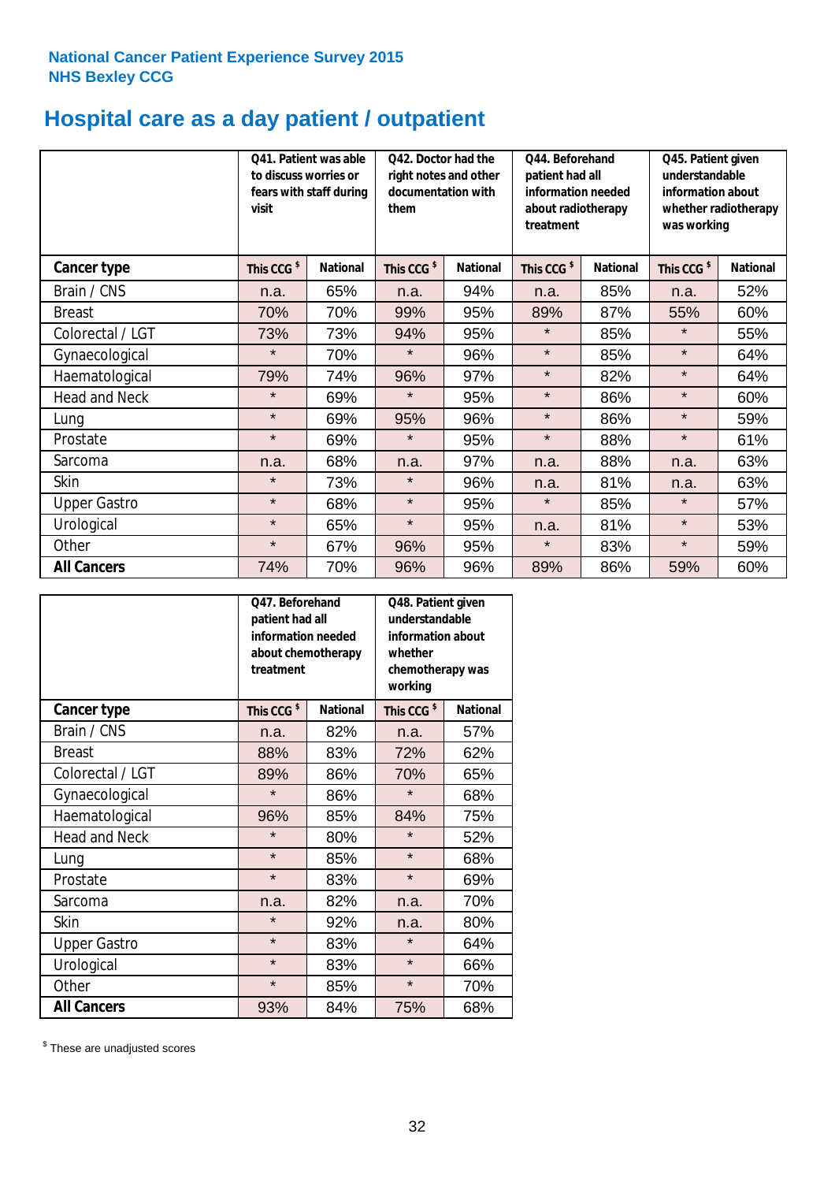National Cancer Patient Experience Survey 2015
NHS Bexley CCG

# Hospital care as a day patient / outpatient

| | Q41. Patient was able to discuss worries or fears with staff during visit | | Q42. Doctor had the right notes and other documentation with them | | Q44. Beforehand patient had all information needed about radiotherapy treatment | | Q45. Patient given understandable information about whether radiotherapy was working | |
|---|---|---|---|---|---|---|---|---|
| **Cancer type** | This CCG $ | National | This CCG $ | National | This CCG $ | National | This CCG $ | National |
| Brain / CNS | n.a. | 65% | n.a. | 94% | n.a. | 85% | n.a. | 52% |
| Breast | 70% | 70% | 99% | 95% | 89% | 87% | 55% | 60% |
| Colorectal / LGT | 73% | 73% | 94% | 95% | * | 85% | * | 55% |
| Gynaecological | * | 70% | * | 96% | * | 85% | * | 64% |
| Haematological | 79% | 74% | 96% | 97% | * | 82% | * | 64% |
| Head and Neck | * | 69% | * | 95% | * | 86% | * | 60% |
| Lung | * | 69% | 95% | 96% | * | 86% | * | 59% |
| Prostate | * | 69% | * | 95% | * | 88% | * | 61% |
| Sarcoma | n.a. | 68% | n.a. | 97% | n.a. | 88% | n.a. | 63% |
| Skin | * | 73% | * | 96% | n.a. | 81% | n.a. | 63% |
| Upper Gastro | * | 68% | * | 95% | * | 85% | * | 57% |
| Urological | * | 65% | * | 95% | n.a. | 81% | * | 53% |
| Other | * | 67% | 96% | 95% | * | 83% | * | 59% |
| **All Cancers** | 74% | 70% | 96% | 96% | 89% | 86% | 59% | 60% |

| | Q47. Beforehand patient had all information needed about chemotherapy treatment | | Q48. Patient given understandable information about whether chemotherapy was working | |
|---|---|---|---|---|
| **Cancer type** | This CCG $ | National | This CCG $ | National |
| Brain / CNS | n.a. | 82% | n.a. | 57% |
| Breast | 88% | 83% | 72% | 62% |
| Colorectal / LGT | 89% | 86% | 70% | 65% |
| Gynaecological | * | 86% | * | 68% |
| Haematological | 96% | 85% | 84% | 75% |
| Head and Neck | * | 80% | * | 52% |
| Lung | * | 85% | * | 68% |
| Prostate | * | 83% | * | 69% |
| Sarcoma | n.a. | 82% | n.a. | 70% |
| Skin | * | 92% | n.a. | 80% |
| Upper Gastro | * | 83% | * | 64% |
| Urological | * | 83% | * | 66% |
| Other | * | 85% | * | 70% |
| **All Cancers** | 93% | 84% | 75% | 68% |

$ These are unadjusted scores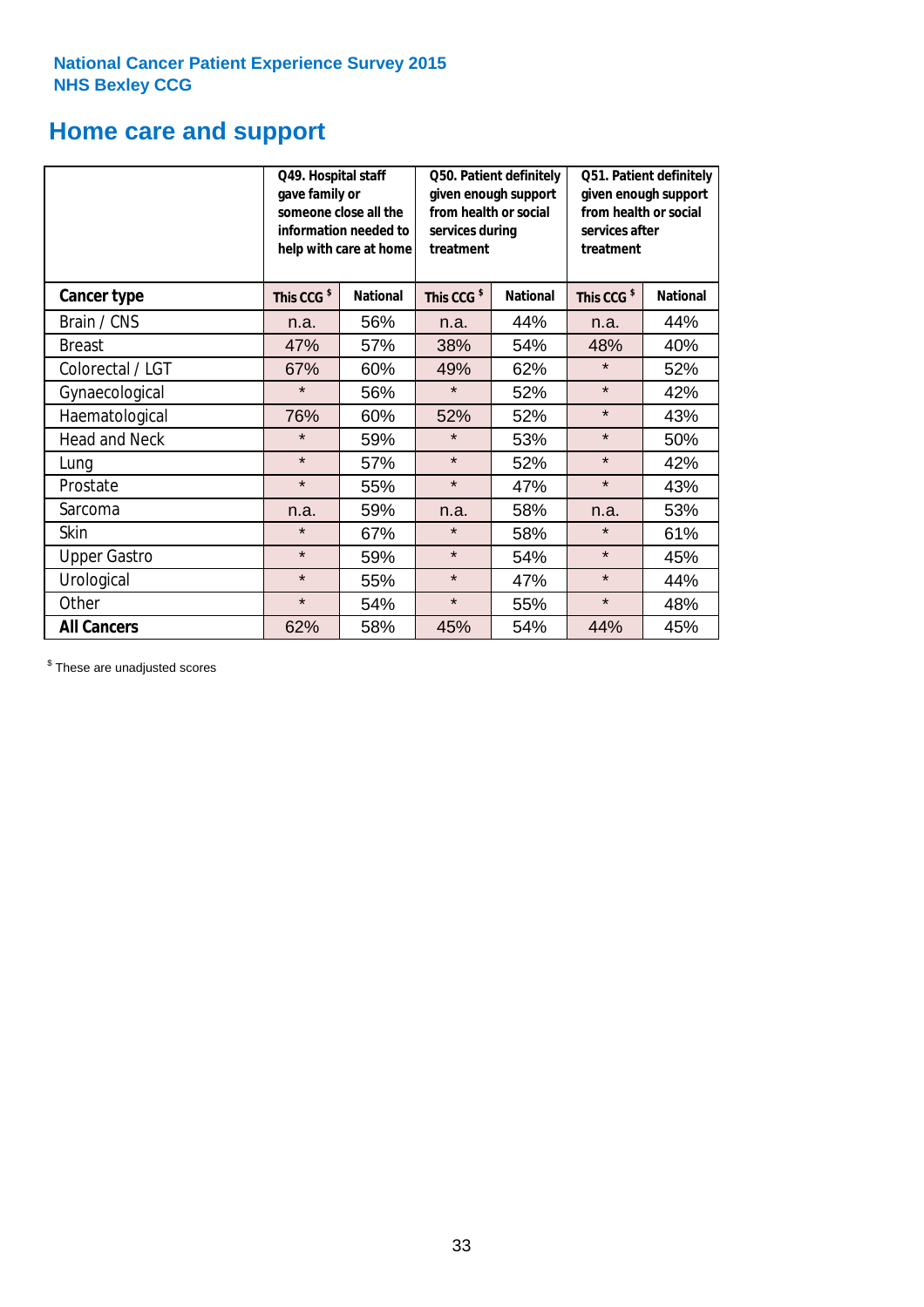National Cancer Patient Experience Survey 2015
NHS Bexley CCG

# Home care and support

| | Q49. Hospital staff gave family or someone close all the information needed to help with care at home | | Q50. Patient definitely given enough support from health or social services during treatment | | Q51. Patient definitely given enough support from health or social services after treatment | |
|---|---|---|---|---|---|---|
| **Cancer type** | **This CCG $** | **National** | **This CCG $** | **National** | **This CCG $** | **National** |
| Brain / CNS | n.a. | 56% | n.a. | 44% | n.a. | 44% |
| Breast | 47% | 57% | 38% | 54% | 48% | 40% |
| Colorectal / LGT | 67% | 60% | 49% | 62% | * | 52% |
| Gynaecological | * | 56% | * | 52% | * | 42% |
| Haematological | 76% | 60% | 52% | 52% | * | 43% |
| Head and Neck | * | 59% | * | 53% | * | 50% |
| Lung | * | 57% | * | 52% | * | 42% |
| Prostate | * | 55% | * | 47% | * | 43% |
| Sarcoma | n.a. | 59% | n.a. | 58% | n.a. | 53% |
| Skin | * | 67% | * | 58% | * | 61% |
| Upper Gastro | * | 59% | * | 54% | * | 45% |
| Urological | * | 55% | * | 47% | * | 44% |
| Other | * | 54% | * | 55% | * | 48% |
| **All Cancers** | 62% | 58% | 45% | 54% | 44% | 45% |

$ These are unadjusted scores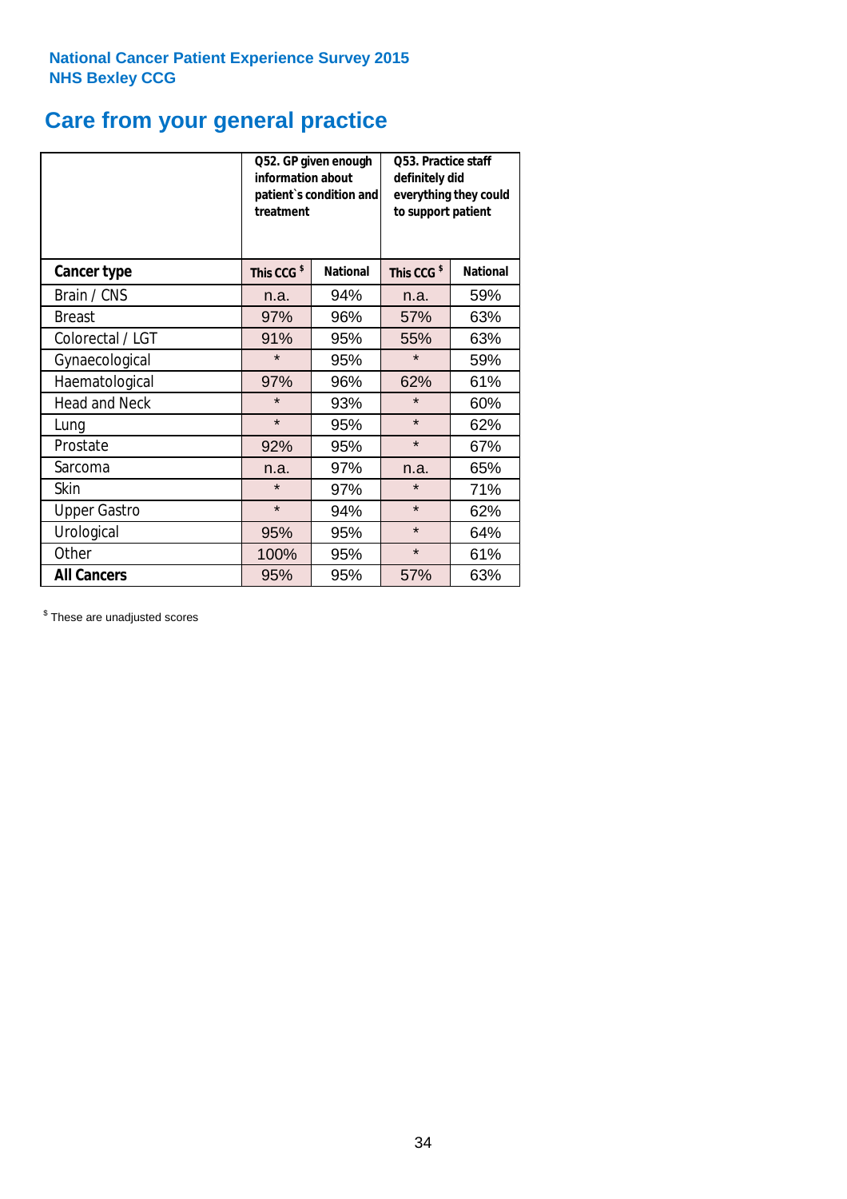National Cancer Patient Experience Survey 2015
NHS Bexley CCG

# Care from your general practice

| | Q52. GP given enough information about patient`s condition and treatment | | Q53. Practice staff definitely did everything they could to support patient | |
|---|---|---|---|---|
| **Cancer type** | **This CCG $** | **National** | **This CCG $** | **National** |
| Brain / CNS | n.a. | 94% | n.a. | 59% |
| Breast | 97% | 96% | 57% | 63% |
| Colorectal / LGT | 91% | 95% | 55% | 63% |
| Gynaecological | * | 95% | * | 59% |
| Haematological | 97% | 96% | 62% | 61% |
| Head and Neck | * | 93% | * | 60% |
| Lung | * | 95% | * | 62% |
| Prostate | 92% | 95% | * | 67% |
| Sarcoma | n.a. | 97% | n.a. | 65% |
| Skin | * | 97% | * | 71% |
| Upper Gastro | * | 94% | * | 62% |
| Urological | 95% | 95% | * | 64% |
| Other | 100% | 95% | * | 61% |
| **All Cancers** | 95% | 95% | 57% | 63% |

$ These are unadjusted scores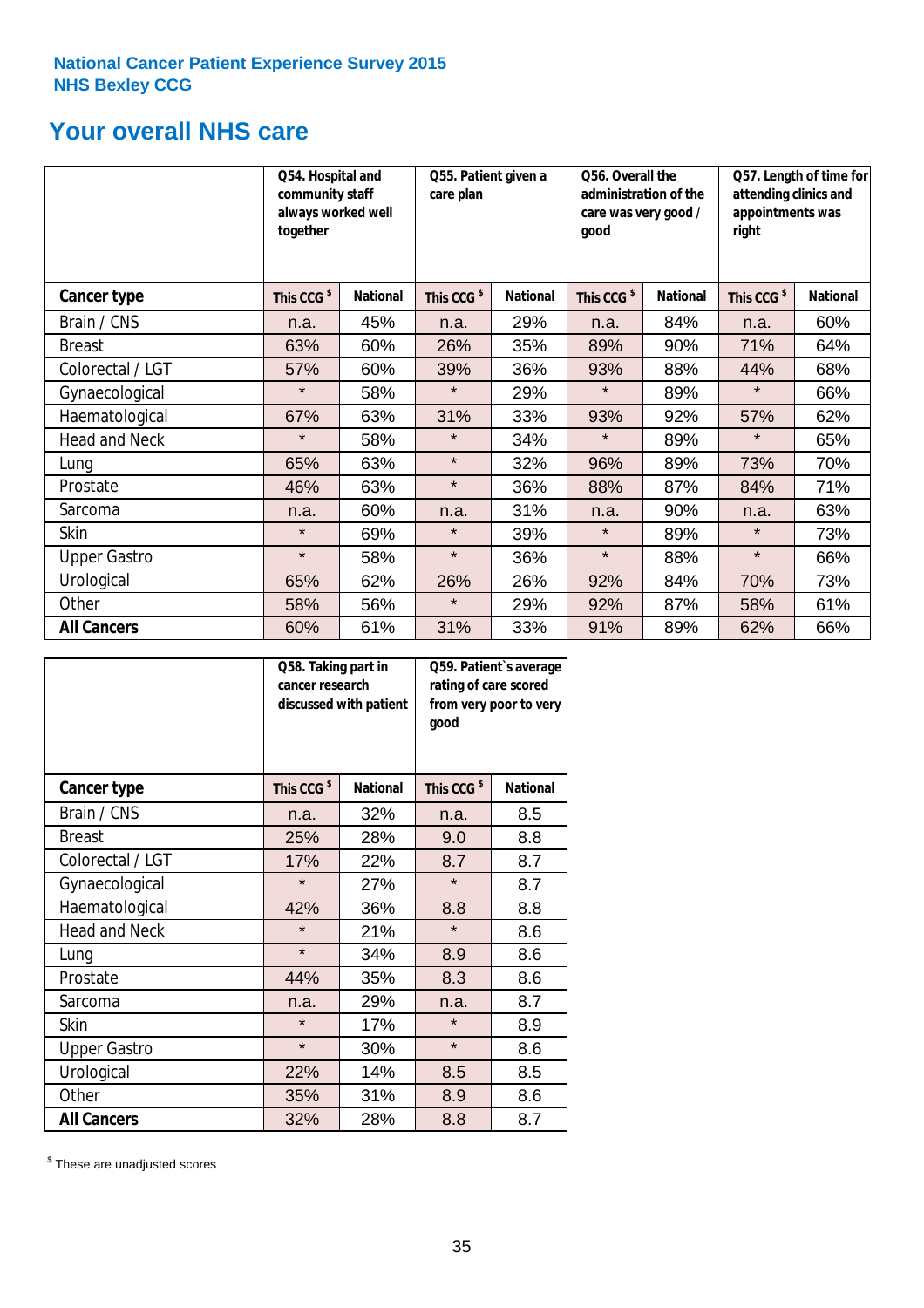National Cancer Patient Experience Survey 2015
NHS Bexley CCG

## Your overall NHS care

| Cancer type | Q54. Hospital and community staff always worked well together | | Q55. Patient given a care plan | | Q56. Overall the administration of the care was very good / good | | Q57. Length of time for attending clinics and appointments was right | |
|---|---|---|---|---|---|---|---|---|
| | This CCG $ | National | This CCG $ | National | This CCG $ | National | This CCG $ | National |
| Brain / CNS | n.a. | 45% | n.a. | 29% | n.a. | 84% | n.a. | 60% |
| Breast | 63% | 60% | 26% | 35% | 89% | 90% | 71% | 64% |
| Colorectal / LGT | 57% | 60% | 39% | 36% | 93% | 88% | 44% | 68% |
| Gynaecological | * | 58% | * | 29% | * | 89% | * | 66% |
| Haematological | 67% | 63% | 31% | 33% | 93% | 92% | 57% | 62% |
| Head and Neck | * | 58% | * | 34% | * | 89% | * | 65% |
| Lung | 65% | 63% | * | 32% | 96% | 89% | 73% | 70% |
| Prostate | 46% | 63% | * | 36% | 88% | 87% | 84% | 71% |
| Sarcoma | n.a. | 60% | n.a. | 31% | n.a. | 90% | n.a. | 63% |
| Skin | * | 69% | * | 39% | * | 89% | * | 73% |
| Upper Gastro | * | 58% | * | 36% | * | 88% | * | 66% |
| Urological | 65% | 62% | 26% | 26% | 92% | 84% | 70% | 73% |
| Other | 58% | 56% | * | 29% | 92% | 87% | 58% | 61% |
| **All Cancers** | 60% | 61% | 31% | 33% | 91% | 89% | 62% | 66% |

| Cancer type | Q58. Taking part in cancer research discussed with patient | | Q59. Patient`s average rating of care scored from very poor to very good | |
|---|---|---|---|---|
| | This CCG $ | National | This CCG $ | National |
| Brain / CNS | n.a. | 32% | n.a. | 8.5 |
| Breast | 25% | 28% | 9.0 | 8.8 |
| Colorectal / LGT | 17% | 22% | 8.7 | 8.7 |
| Gynaecological | * | 27% | * | 8.7 |
| Haematological | 42% | 36% | 8.8 | 8.8 |
| Head and Neck | * | 21% | * | 8.6 |
| Lung | * | 34% | 8.9 | 8.6 |
| Prostate | 44% | 35% | 8.3 | 8.6 |
| Sarcoma | n.a. | 29% | n.a. | 8.7 |
| Skin | * | 17% | * | 8.9 |
| Upper Gastro | * | 30% | * | 8.6 |
| Urological | 22% | 14% | 8.5 | 8.5 |
| Other | 35% | 31% | 8.9 | 8.6 |
| **All Cancers** | 32% | 28% | 8.8 | 8.7 |

$ These are unadjusted scores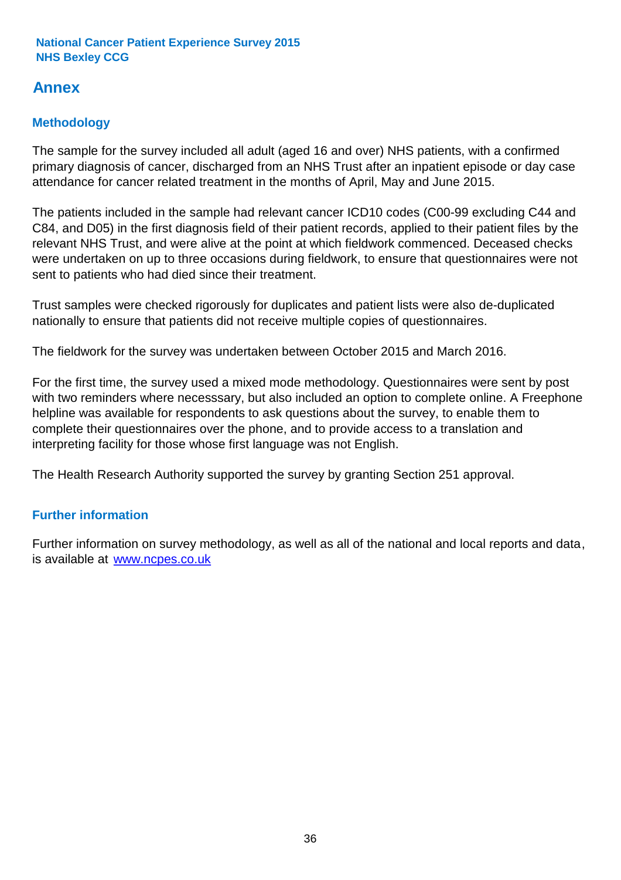## Annex

### Methodology

The sample for the survey included all adult (aged 16 and over) NHS patients, with a confirmed primary diagnosis of cancer, discharged from an NHS Trust after an inpatient episode or day case attendance for cancer related treatment in the months of April, May and June 2015.

The patients included in the sample had relevant cancer ICD10 codes (C00-99 excluding C44 and C84, and D05) in the first diagnosis field of their patient records, applied to their patient files by the relevant NHS Trust, and were alive at the point at which fieldwork commenced. Deceased checks were undertaken on up to three occasions during fieldwork, to ensure that questionnaires were not sent to patients who had died since their treatment.

Trust samples were checked rigorously for duplicates and patient lists were also de-duplicated nationally to ensure that patients did not receive multiple copies of questionnaires.

The fieldwork for the survey was undertaken between October 2015 and March 2016.

For the first time, the survey used a mixed mode methodology. Questionnaires were sent by post with two reminders where necesssary, but also included an option to complete online. A Freephone helpline was available for respondents to ask questions about the survey, to enable them to complete their questionnaires over the phone, and to provide access to a translation and interpreting facility for those whose first language was not English.

The Health Research Authority supported the survey by granting Section 251 approval.

### Further information

Further information on survey methodology, as well as all of the national and local reports and data, is available at www.ncpes.co.uk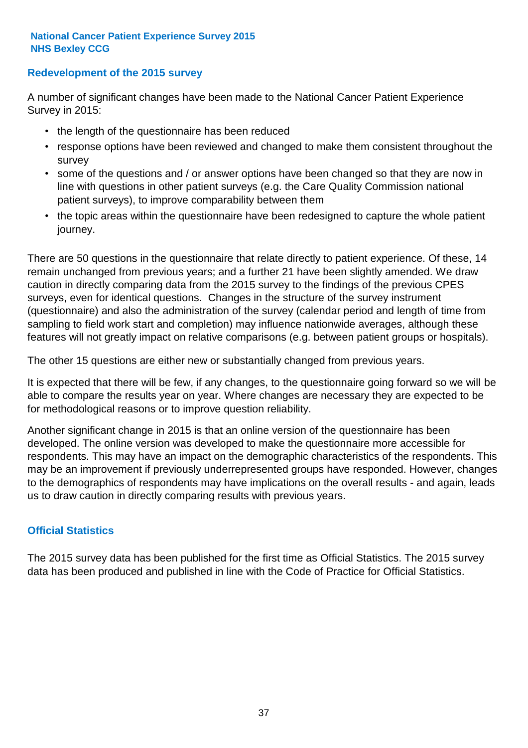## Redevelopment of the 2015 survey

A number of significant changes have been made to the National Cancer Patient Experience Survey in 2015:

- the length of the questionnaire has been reduced
- response options have been reviewed and changed to make them consistent throughout the survey
- some of the questions and / or answer options have been changed so that they are now in line with questions in other patient surveys (e.g. the Care Quality Commission national patient surveys), to improve comparability between them
- the topic areas within the questionnaire have been redesigned to capture the whole patient journey.

There are 50 questions in the questionnaire that relate directly to patient experience. Of these, 14 remain unchanged from previous years; and a further 21 have been slightly amended. We draw caution in directly comparing data from the 2015 survey to the findings of the previous CPES surveys, even for identical questions. Changes in the structure of the survey instrument (questionnaire) and also the administration of the survey (calendar period and length of time from sampling to field work start and completion) may influence nationwide averages, although these features will not greatly impact on relative comparisons (e.g. between patient groups or hospitals).

The other 15 questions are either new or substantially changed from previous years.

It is expected that there will be few, if any changes, to the questionnaire going forward so we will be able to compare the results year on year. Where changes are necessary they are expected to be for methodological reasons or to improve question reliability.

Another significant change in 2015 is that an online version of the questionnaire has been developed. The online version was developed to make the questionnaire more accessible for respondents. This may have an impact on the demographic characteristics of the respondents. This may be an improvement if previously underrepresented groups have responded. However, changes to the demographics of respondents may have implications on the overall results - and again, leads us to draw caution in directly comparing results with previous years.

## Official Statistics

The 2015 survey data has been published for the first time as Official Statistics. The 2015 survey data has been produced and published in line with the Code of Practice for Official Statistics.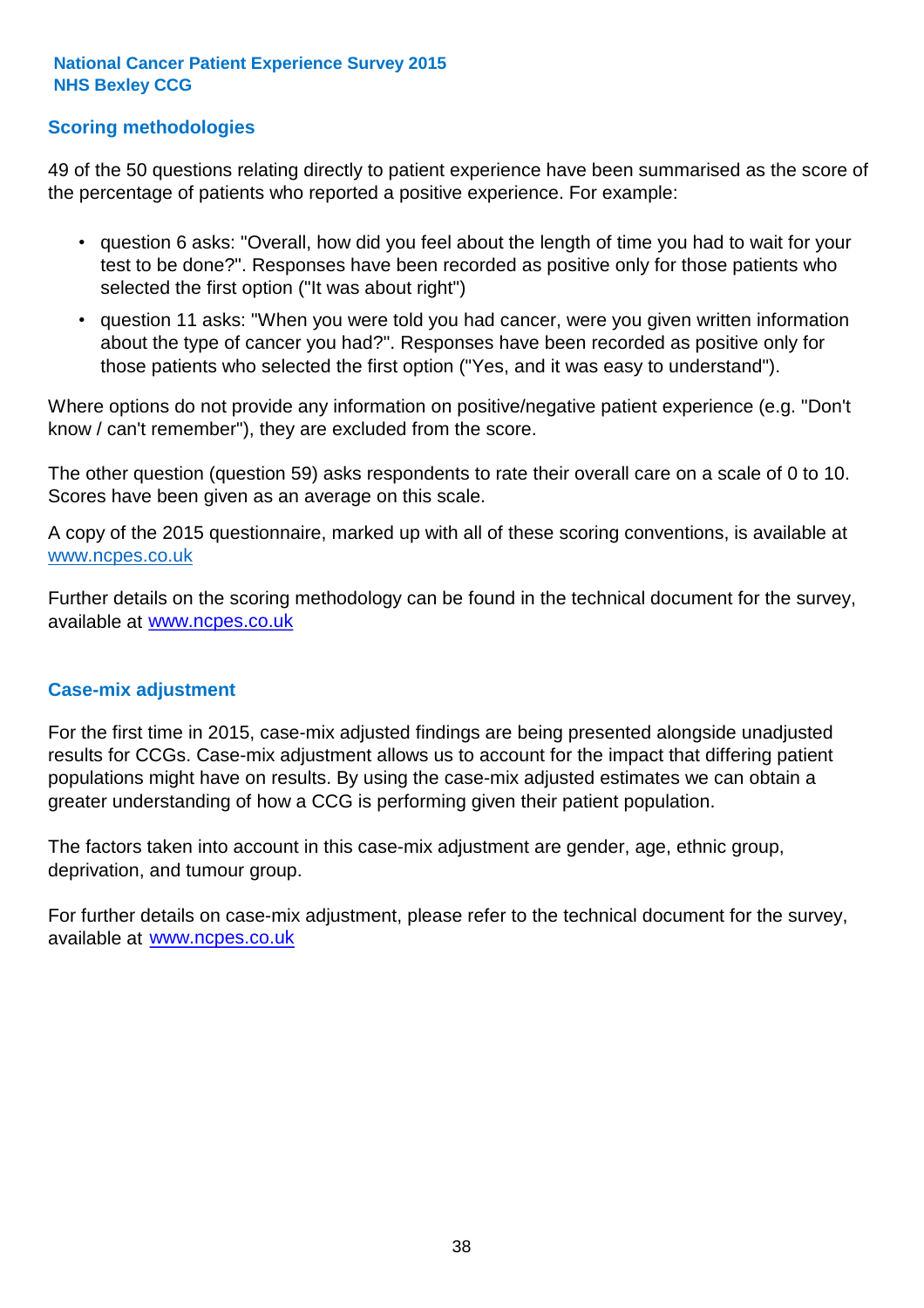National Cancer Patient Experience Survey 2015
NHS Bexley CCG

## Scoring methodologies

49 of the 50 questions relating directly to patient experience have been summarised as the score of the percentage of patients who reported a positive experience. For example:

- question 6 asks: "Overall, how did you feel about the length of time you had to wait for your test to be done?". Responses have been recorded as positive only for those patients who selected the first option ("It was about right")
- question 11 asks: "When you were told you had cancer, were you given written information about the type of cancer you had?". Responses have been recorded as positive only for those patients who selected the first option ("Yes, and it was easy to understand").

Where options do not provide any information on positive/negative patient experience (e.g. "Don't know / can't remember"), they are excluded from the score.

The other question (question 59) asks respondents to rate their overall care on a scale of 0 to 10. Scores have been given as an average on this scale.

A copy of the 2015 questionnaire, marked up with all of these scoring conventions, is available at www.ncpes.co.uk

Further details on the scoring methodology can be found in the technical document for the survey, available at www.ncpes.co.uk

## Case-mix adjustment

For the first time in 2015, case-mix adjusted findings are being presented alongside unadjusted results for CCGs. Case-mix adjustment allows us to account for the impact that differing patient populations might have on results. By using the case-mix adjusted estimates we can obtain a greater understanding of how a CCG is performing given their patient population.

The factors taken into account in this case-mix adjustment are gender, age, ethnic group, deprivation, and tumour group.

For further details on case-mix adjustment, please refer to the technical document for the survey, available at www.ncpes.co.uk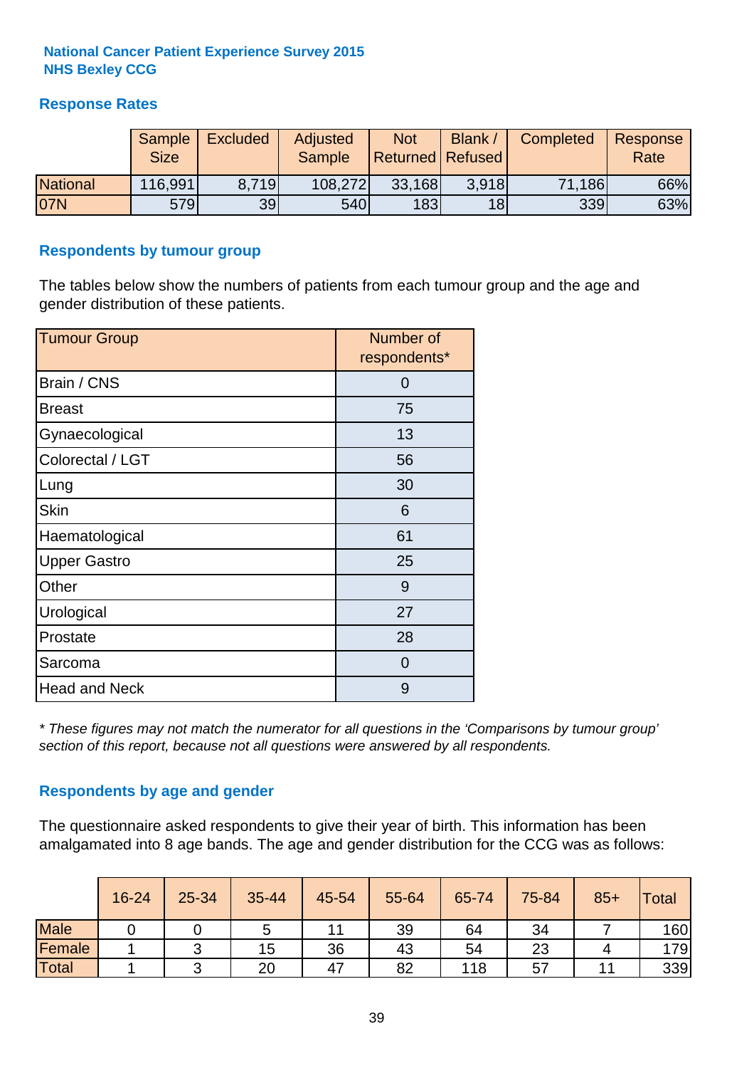**National Cancer Patient Experience Survey 2015**
**NHS Bexley CCG**

## Response Rates

| | Sample Size | Excluded | Adjusted Sample | Not Returned | Blank / Refused | Completed | Response Rate |
|---|---|---|---|---|---|---|---|
| National | 116,991 | 8,719 | 108,272 | 33,168 | 3,918 | 71,186 | 66% |
| 07N | 579 | 39 | 540 | 183 | 18 | 339 | 63% |

## Respondents by tumour group

The tables below show the numbers of patients from each tumour group and the age and gender distribution of these patients.

| Tumour Group | Number of respondents* |
|---|---|
| Brain / CNS | 0 |
| Breast | 75 |
| Gynaecological | 13 |
| Colorectal / LGT | 56 |
| Lung | 30 |
| Skin | 6 |
| Haematological | 61 |
| Upper Gastro | 25 |
| Other | 9 |
| Urological | 27 |
| Prostate | 28 |
| Sarcoma | 0 |
| Head and Neck | 9 |

*\* These figures may not match the numerator for all questions in the 'Comparisons by tumour group' section of this report, because not all questions were answered by all respondents.*

## Respondents by age and gender

The questionnaire asked respondents to give their year of birth. This information has been amalgamated into 8 age bands. The age and gender distribution for the CCG was as follows:

| | 16-24 | 25-34 | 35-44 | 45-54 | 55-64 | 65-74 | 75-84 | 85+ | Total |
|---|---|---|---|---|---|---|---|---|---|
| Male | 0 | 0 | 5 | 11 | 39 | 64 | 34 | 7 | 160 |
| Female | 1 | 3 | 15 | 36 | 43 | 54 | 23 | 4 | 179 |
| Total | 1 | 3 | 20 | 47 | 82 | 118 | 57 | 11 | 339 |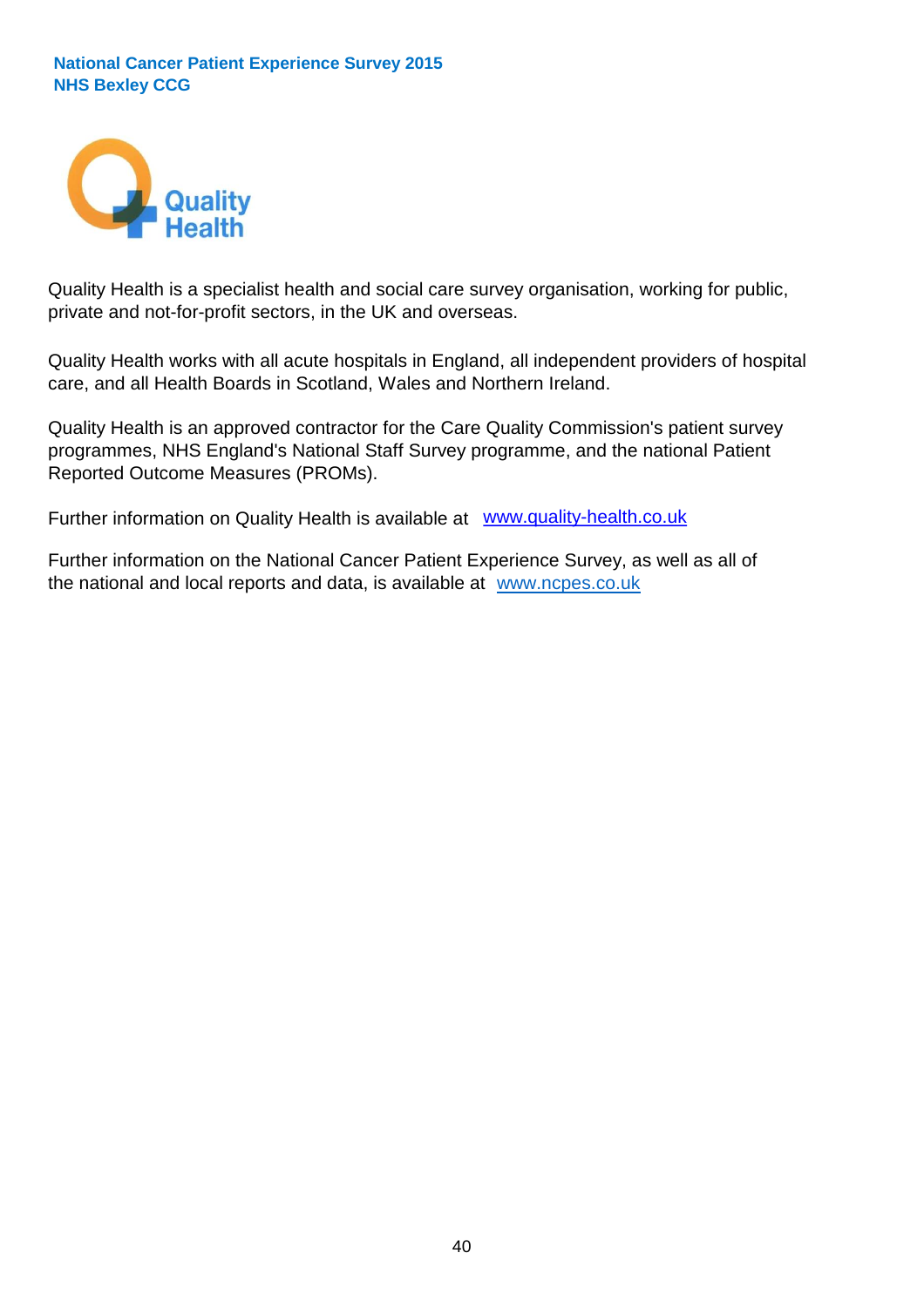Quality Health

Quality Health is a specialist health and social care survey organisation, working for public, private and not-for-profit sectors, in the UK and overseas.

Quality Health works with all acute hospitals in England, all independent providers of hospital care, and all Health Boards in Scotland, Wales and Northern Ireland.

Quality Health is an approved contractor for the Care Quality Commission's patient survey programmes, NHS England's National Staff Survey programme, and the national Patient Reported Outcome Measures (PROMs).

Further information on Quality Health is available at [www.quality-health.co.uk](http://www.quality-health.co.uk)

Further information on the National Cancer Patient Experience Survey, as well as all of the national and local reports and data, is available at [www.ncpes.co.uk](http://www.ncpes.co.uk)